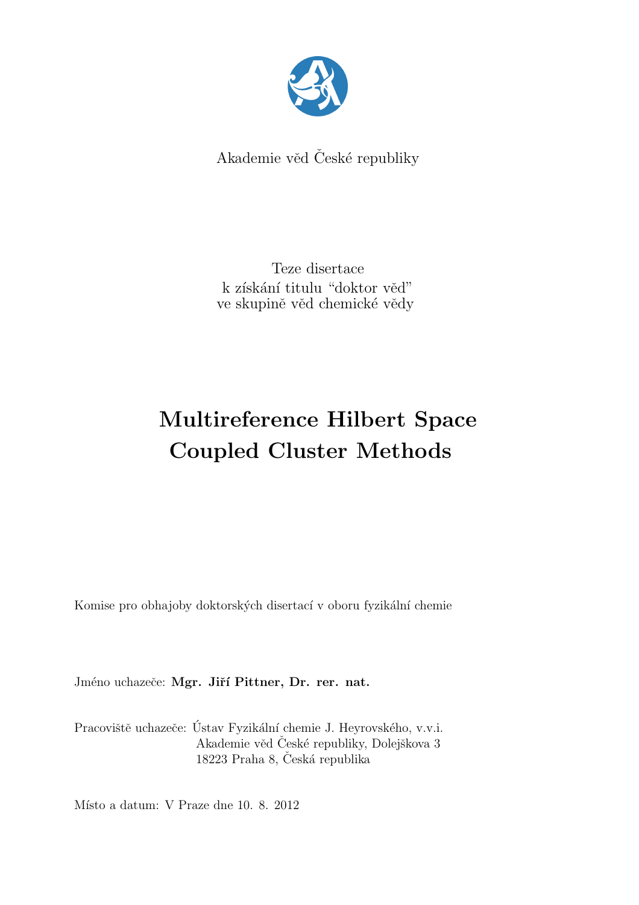Akademie věd České republiky

Teze disertace
k získání titulu "doktor věd"
ve skupině věd chemické vědy

# Multireference Hilbert Space Coupled Cluster Methods

Komise pro obhajoby doktorských disertací v oboru fyzikální chemie

Jméno uchazeče: **Mgr. Jiří Pittner, Dr. rer. nat.**

Pracoviště uchazeče: Ústav Fyzikální chemie J. Heyrovského, v.v.i.
Akademie věd České republiky, Dolejškova 3
18223 Praha 8, Česká republika

Místo a datum: V Praze dne 10. 8. 2012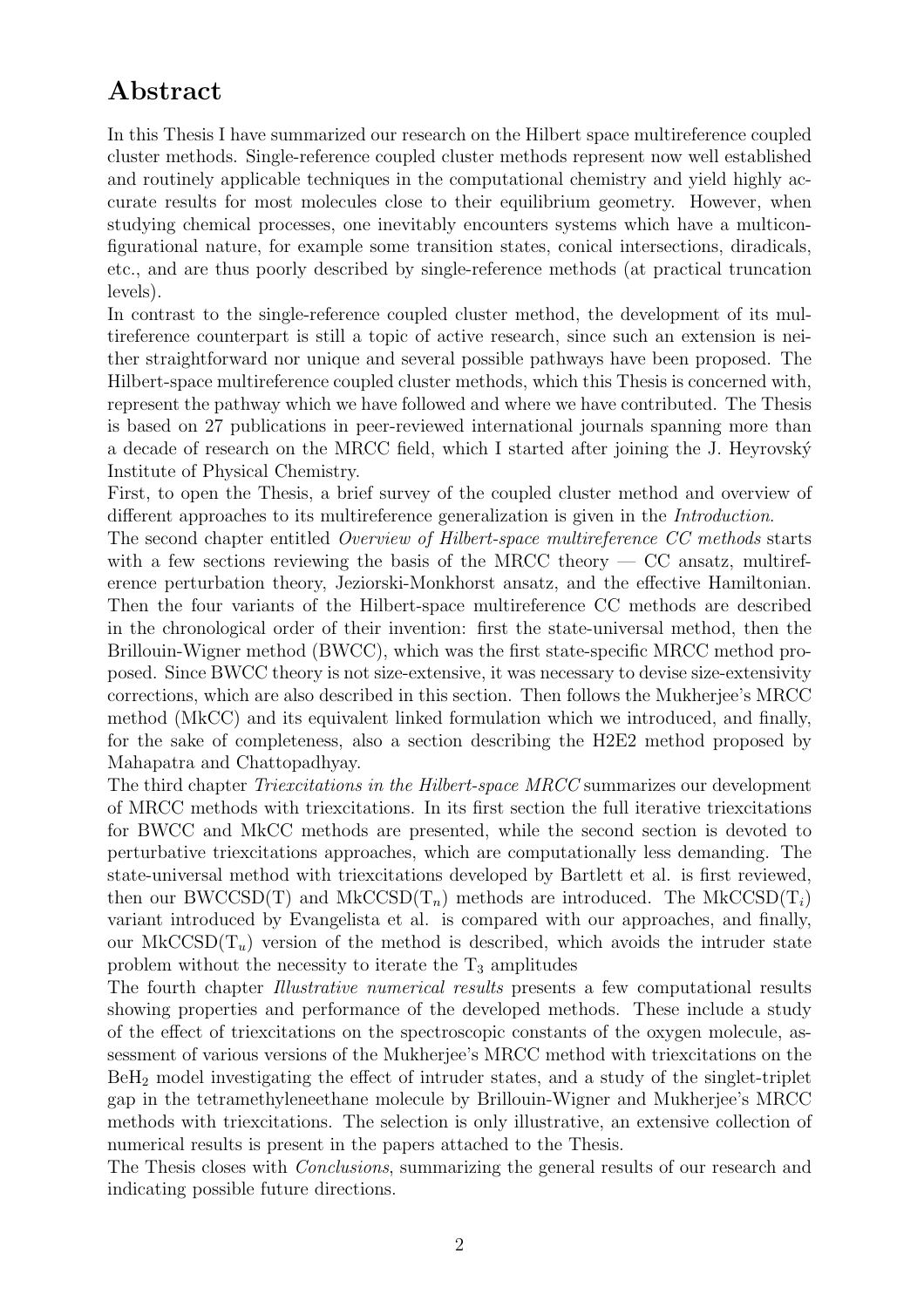## Abstract

In this Thesis I have summarized our research on the Hilbert space multireference coupled cluster methods. Single-reference coupled cluster methods represent now well established and routinely applicable techniques in the computational chemistry and yield highly accurate results for most molecules close to their equilibrium geometry. However, when studying chemical processes, one inevitably encounters systems which have a multiconfigurational nature, for example some transition states, conical intersections, diradicals, etc., and are thus poorly described by single-reference methods (at practical truncation levels).

In contrast to the single-reference coupled cluster method, the development of its multireference counterpart is still a topic of active research, since such an extension is neither straightforward nor unique and several possible pathways have been proposed. The Hilbert-space multireference coupled cluster methods, which this Thesis is concerned with, represent the pathway which we have followed and where we have contributed. The Thesis is based on 27 publications in peer-reviewed international journals spanning more than a decade of research on the MRCC field, which I started after joining the J. Heyrovský Institute of Physical Chemistry.

First, to open the Thesis, a brief survey of the coupled cluster method and overview of different approaches to its multireference generalization is given in the *Introduction*.

The second chapter entitled *Overview of Hilbert-space multireference CC methods* starts with a few sections reviewing the basis of the MRCC theory — CC ansatz, multireference perturbation theory, Jeziorski-Monkhorst ansatz, and the effective Hamiltonian. Then the four variants of the Hilbert-space multireference CC methods are described in the chronological order of their invention: first the state-universal method, then the Brillouin-Wigner method (BWCC), which was the first state-specific MRCC method proposed. Since BWCC theory is not size-extensive, it was necessary to devise size-extensivity corrections, which are also described in this section. Then follows the Mukherjee's MRCC method (MkCC) and its equivalent linked formulation which we introduced, and finally, for the sake of completeness, also a section describing the H2E2 method proposed by Mahapatra and Chattopadhyay.

The third chapter *Triexcitations in the Hilbert-space MRCC* summarizes our development of MRCC methods with triexcitations. In its first section the full iterative triexcitations for BWCC and MkCC methods are presented, while the second section is devoted to perturbative triexcitations approaches, which are computationally less demanding. The state-universal method with triexcitations developed by Bartlett et al. is first reviewed, then our BWCCSD(T) and MkCCSD($T_n$) methods are introduced. The MkCCSD($T_i$) variant introduced by Evangelista et al. is compared with our approaches, and finally, our MkCCSD($T_u$) version of the method is described, which avoids the intruder state problem without the necessity to iterate the $T_3$ amplitudes

The fourth chapter *Illustrative numerical results* presents a few computational results showing properties and performance of the developed methods. These include a study of the effect of triexcitations on the spectroscopic constants of the oxygen molecule, assessment of various versions of the Mukherjee's MRCC method with triexcitations on the $BeH_2$ model investigating the effect of intruder states, and a study of the singlet-triplet gap in the tetramethyleneethane molecule by Brillouin-Wigner and Mukherjee's MRCC methods with triexcitations. The selection is only illustrative, an extensive collection of numerical results is present in the papers attached to the Thesis.

The Thesis closes with *Conclusions*, summarizing the general results of our research and indicating possible future directions.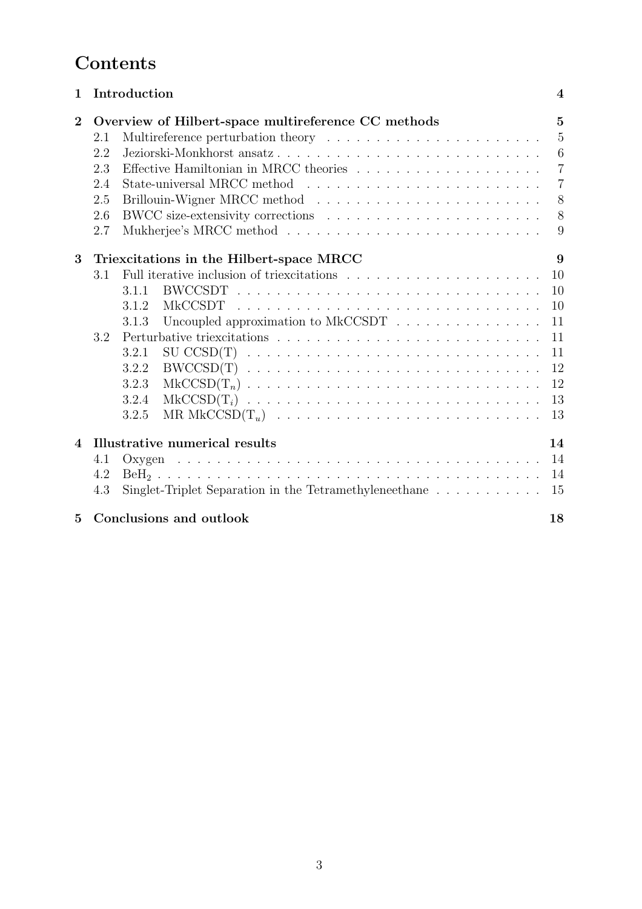# Contents

| | | |
|---|---|---|
| **1** | **Introduction** | **4** |
| **2** | **Overview of Hilbert-space multireference CC methods** | **5** |
| 2.1 | Multireference perturbation theory | 5 |
| 2.2 | Jeziorski-Monkhorst ansatz | 6 |
| 2.3 | Effective Hamiltonian in MRCC theories | 7 |
| 2.4 | State-universal MRCC method | 7 |
| 2.5 | Brillouin-Wigner MRCC method | 8 |
| 2.6 | BWCC size-extensivity corrections | 8 |
| 2.7 | Mukherjee's MRCC method | 9 |
| **3** | **Triexcitations in the Hilbert-space MRCC** | **9** |
| 3.1 | Full iterative inclusion of triexcitations | 10 |
| 3.1.1 | BWCCSDT | 10 |
| 3.1.2 | MkCCSDT | 10 |
| 3.1.3 | Uncoupled approximation to MkCCSDT | 11 |
| 3.2 | Perturbative triexcitations | 11 |
| 3.2.1 | SU CCSD(T) | 11 |
| 3.2.2 | BWCCSD(T) | 12 |
| 3.2.3 | MkCCSD($T_n$) | 12 |
| 3.2.4 | MkCCSD($T_i$) | 13 |
| 3.2.5 | MR MkCCSD($T_u$) | 13 |
| **4** | **Illustrative numerical results** | **14** |
| 4.1 | Oxygen | 14 |
| 4.2 | $BeH_2$ | 14 |
| 4.3 | Singlet-Triplet Separation in the Tetramethyleneethane | 15 |
| **5** | **Conclusions and outlook** | **18** |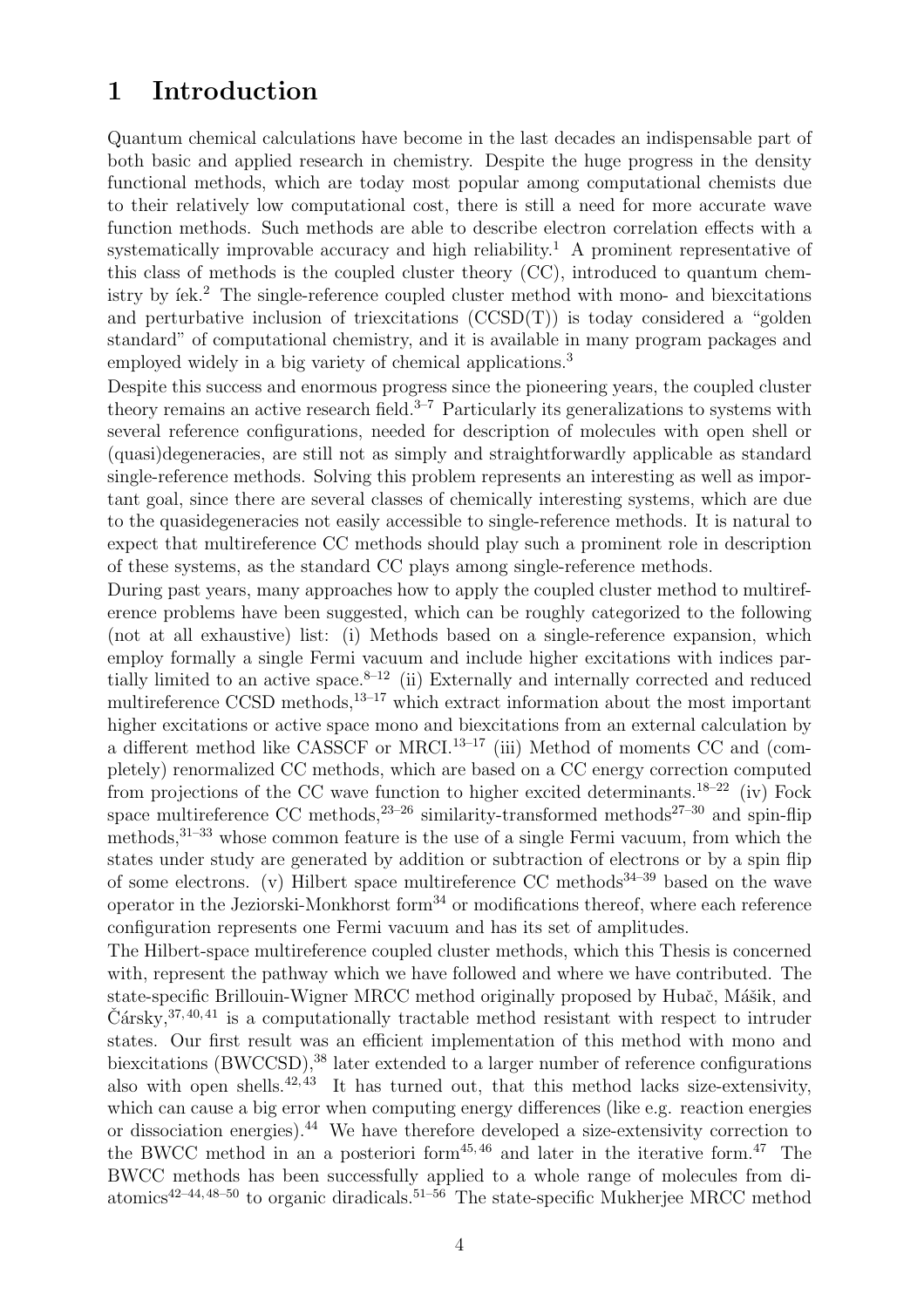# 1 Introduction

Quantum chemical calculations have become in the last decades an indispensable part of both basic and applied research in chemistry. Despite the huge progress in the density functional methods, which are today most popular among computational chemists due to their relatively low computational cost, there is still a need for more accurate wave function methods. Such methods are able to describe electron correlation effects with a systematically improvable accuracy and high reliability.[1] A prominent representative of this class of methods is the coupled cluster theory (CC), introduced to quantum chemistry by íek.[2] The single-reference coupled cluster method with mono- and biexcitations and perturbative inclusion of triexcitations (CCSD(T)) is today considered a "golden standard" of computational chemistry, and it is available in many program packages and employed widely in a big variety of chemical applications.[3]

Despite this success and enormous progress since the pioneering years, the coupled cluster theory remains an active research field.[3–7] Particularly its generalizations to systems with several reference configurations, needed for description of molecules with open shell or (quasi)degeneracies, are still not as simply and straightforwardly applicable as standard single-reference methods. Solving this problem represents an interesting as well as important goal, since there are several classes of chemically interesting systems, which are due to the quasidegeneracies not easily accessible to single-reference methods. It is natural to expect that multireference CC methods should play such a prominent role in description of these systems, as the standard CC plays among single-reference methods.

During past years, many approaches how to apply the coupled cluster method to multireference problems have been suggested, which can be roughly categorized to the following (not at all exhaustive) list: (i) Methods based on a single-reference expansion, which employ formally a single Fermi vacuum and include higher excitations with indices partially limited to an active space.[8–12] (ii) Externally and internally corrected and reduced multireference CCSD methods,[13–17] which extract information about the most important higher excitations or active space mono and biexcitations from an external calculation by a different method like CASSCF or MRCI.[13–17] (iii) Method of moments CC and (completely) renormalized CC methods, which are based on a CC energy correction computed from projections of the CC wave function to higher excited determinants.[18–22] (iv) Fock space multireference CC methods,[23–26] similarity-transformed methods[27–30] and spin-flip methods,[31–33] whose common feature is the use of a single Fermi vacuum, from which the states under study are generated by addition or subtraction of electrons or by a spin flip of some electrons. (v) Hilbert space multireference CC methods[34–39] based on the wave operator in the Jeziorski-Monkhorst form[34] or modifications thereof, where each reference configuration represents one Fermi vacuum and has its set of amplitudes.

The Hilbert-space multireference coupled cluster methods, which this Thesis is concerned with, represent the pathway which we have followed and where we have contributed. The state-specific Brillouin-Wigner MRCC method originally proposed by Hubač, Mášik, and Čársky,[37,40,41] is a computationally tractable method resistant with respect to intruder states. Our first result was an efficient implementation of this method with mono and biexcitations (BWCCSD),[38] later extended to a larger number of reference configurations also with open shells.[42,43] It has turned out, that this method lacks size-extensivity, which can cause a big error when computing energy differences (like e.g. reaction energies or dissociation energies).[44] We have therefore developed a size-extensivity correction to the BWCC method in an a posteriori form[45,46] and later in the iterative form.[47] The BWCC methods has been successfully applied to a whole range of molecules from diatomics[42–44,48–50] to organic diradicals.[51–56] The state-specific Mukherjee MRCC method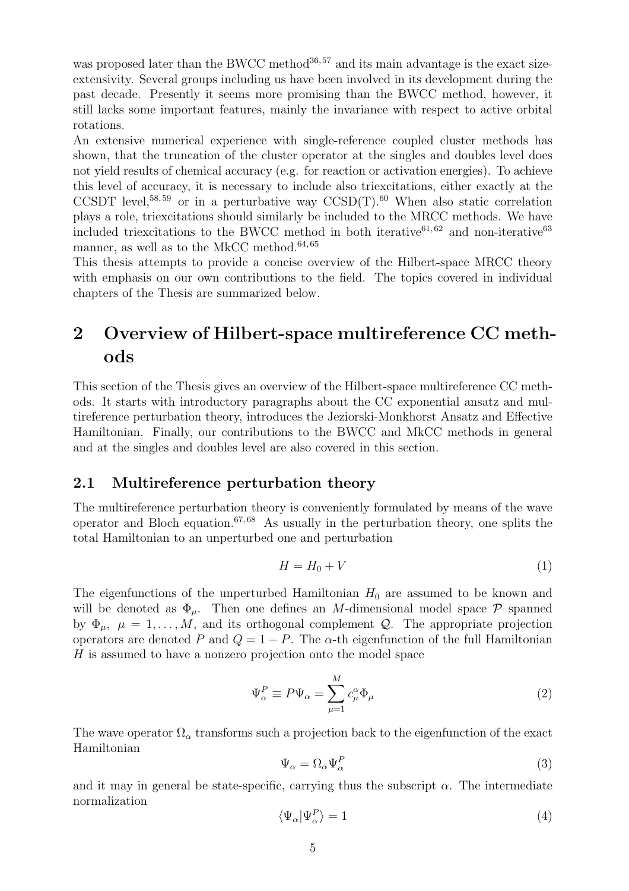was proposed later than the BWCC method[36,57] and its main advantage is the exact size-extensivity. Several groups including us have been involved in its development during the past decade. Presently it seems more promising than the BWCC method, however, it still lacks some important features, mainly the invariance with respect to active orbital rotations.

An extensive numerical experience with single-reference coupled cluster methods has shown, that the truncation of the cluster operator at the singles and doubles level does not yield results of chemical accuracy (e.g. for reaction or activation energies). To achieve this level of accuracy, it is necessary to include also triexcitations, either exactly at the CCSDT level,[58,59] or in a perturbative way CCSD(T).[60] When also static correlation plays a role, triexcitations should similarly be included to the MRCC methods. We have included triexcitations to the BWCC method in both iterative[61,62] and non-iterative[63] manner, as well as to the MkCC method.[64,65]

This thesis attempts to provide a concise overview of the Hilbert-space MRCC theory with emphasis on our own contributions to the field. The topics covered in individual chapters of the Thesis are summarized below.

# 2 Overview of Hilbert-space multireference CC methods

This section of the Thesis gives an overview of the Hilbert-space multireference CC methods. It starts with introductory paragraphs about the CC exponential ansatz and multireference perturbation theory, introduces the Jeziorski-Monkhorst Ansatz and Effective Hamiltonian. Finally, our contributions to the BWCC and MkCC methods in general and at the singles and doubles level are also covered in this section.

## 2.1 Multireference perturbation theory

The multireference perturbation theory is conveniently formulated by means of the wave operator and Bloch equation.[67,68] As usually in the perturbation theory, one splits the total Hamiltonian to an unperturbed one and perturbation

$$H = H_0 + V \tag{1}$$

The eigenfunctions of the unperturbed Hamiltonian $H_0$ are assumed to be known and will be denoted as $\Phi_\mu$. Then one defines an $M$-dimensional model space $\mathcal{P}$ spanned by $\Phi_\mu,\ \mu = 1, \ldots, M$, and its orthogonal complement $\mathcal{Q}$. The appropriate projection operators are denoted $P$ and $Q = 1 - P$. The $\alpha$-th eigenfunction of the full Hamiltonian $H$ is assumed to have a nonzero projection onto the model space

$$\Psi_\alpha^P \equiv P\Psi_\alpha = \sum_{\mu=1}^{M} c_\mu^\alpha \Phi_\mu \tag{2}$$

The wave operator $\Omega_\alpha$ transforms such a projection back to the eigenfunction of the exact Hamiltonian

$$\Psi_\alpha = \Omega_\alpha \Psi_\alpha^P \tag{3}$$

and it may in general be state-specific, carrying thus the subscript $\alpha$. The intermediate normalization

$$\langle \Psi_\alpha | \Psi_\alpha^P \rangle = 1 \tag{4}$$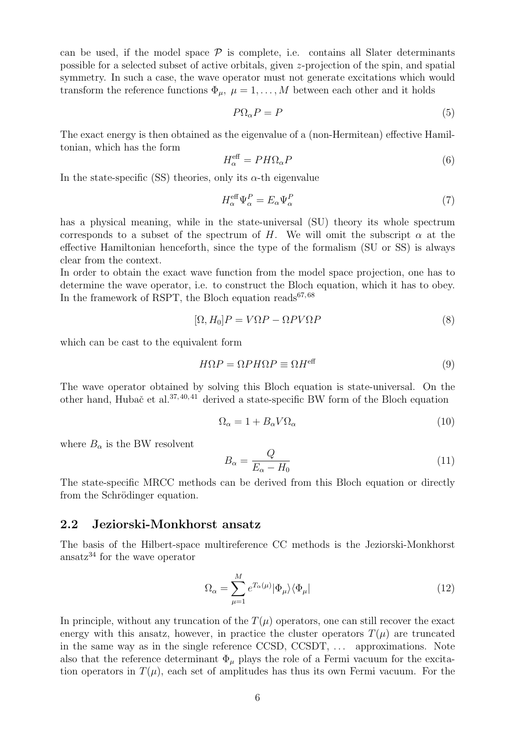can be used, if the model space $\mathcal{P}$ is complete, i.e. contains all Slater determinants possible for a selected subset of active orbitals, given $z$-projection of the spin, and spatial symmetry. In such a case, the wave operator must not generate excitations which would transform the reference functions $\Phi_\mu$, $\mu = 1, \ldots, M$ between each other and it holds

$$P\Omega_\alpha P = P \tag{5}$$

The exact energy is then obtained as the eigenvalue of a (non-Hermitean) effective Hamiltonian, which has the form

$$H^{\text{eff}}_\alpha = PH\Omega_\alpha P \tag{6}$$

In the state-specific (SS) theories, only its $\alpha$-th eigenvalue

$$H^{\text{eff}}_\alpha \Psi^P_\alpha = E_\alpha \Psi^P_\alpha \tag{7}$$

has a physical meaning, while in the state-universal (SU) theory its whole spectrum corresponds to a subset of the spectrum of $H$. We will omit the subscript $\alpha$ at the effective Hamiltonian henceforth, since the type of the formalism (SU or SS) is always clear from the context.

In order to obtain the exact wave function from the model space projection, one has to determine the wave operator, i.e. to construct the Bloch equation, which it has to obey. In the framework of RSPT, the Bloch equation reads[67,68]

$$[\Omega, H_0]P = V\Omega P - \Omega PV\Omega P \tag{8}$$

which can be cast to the equivalent form

$$H\Omega P = \Omega PH\Omega P \equiv \Omega H^{\text{eff}} \tag{9}$$

The wave operator obtained by solving this Bloch equation is state-universal. On the other hand, Hubač et al.[37,40,41] derived a state-specific BW form of the Bloch equation

$$\Omega_\alpha = 1 + B_\alpha V \Omega_\alpha \tag{10}$$

where $B_\alpha$ is the BW resolvent

$$B_\alpha = \frac{Q}{E_\alpha - H_0} \tag{11}$$

The state-specific MRCC methods can be derived from this Bloch equation or directly from the Schrödinger equation.

## 2.2 Jeziorski-Monkhorst ansatz

The basis of the Hilbert-space multireference CC methods is the Jeziorski-Monkhorst ansatz[34] for the wave operator

$$\Omega_\alpha = \sum_{\mu=1}^{M} e^{T_\alpha(\mu)} |\Phi_\mu\rangle\langle\Phi_\mu| \tag{12}$$

In principle, without any truncation of the $T(\mu)$ operators, one can still recover the exact energy with this ansatz, however, in practice the cluster operators $T(\mu)$ are truncated in the same way as in the single reference CCSD, CCSDT, ... approximations. Note also that the reference determinant $\Phi_\mu$ plays the role of a Fermi vacuum for the excitation operators in $T(\mu)$, each set of amplitudes has thus its own Fermi vacuum. For the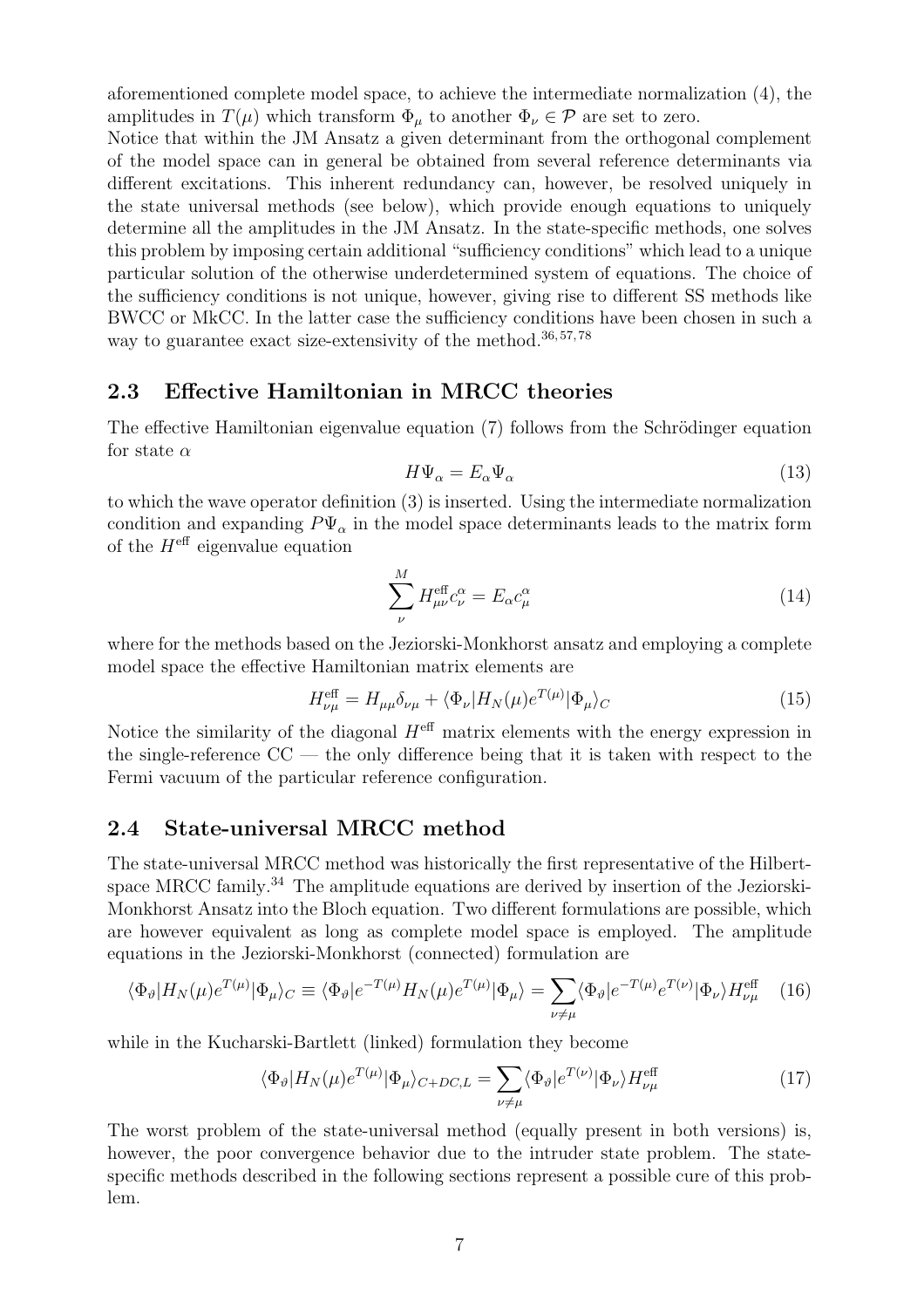aforementioned complete model space, to achieve the intermediate normalization (4), the amplitudes in $T(\mu)$ which transform $\Phi_\mu$ to another $\Phi_\nu \in \mathcal{P}$ are set to zero.
Notice that within the JM Ansatz a given determinant from the orthogonal complement of the model space can in general be obtained from several reference determinants via different excitations. This inherent redundancy can, however, be resolved uniquely in the state universal methods (see below), which provide enough equations to uniquely determine all the amplitudes in the JM Ansatz. In the state-specific methods, one solves this problem by imposing certain additional "sufficiency conditions" which lead to a unique particular solution of the otherwise underdetermined system of equations. The choice of the sufficiency conditions is not unique, however, giving rise to different SS methods like BWCC or MkCC. In the latter case the sufficiency conditions have been chosen in such a way to guarantee exact size-extensivity of the method.[36,57,78]

## 2.3 Effective Hamiltonian in MRCC theories

The effective Hamiltonian eigenvalue equation (7) follows from the Schrödinger equation for state $\alpha$

$$H\Psi_\alpha = E_\alpha \Psi_\alpha \tag{13}$$

to which the wave operator definition (3) is inserted. Using the intermediate normalization condition and expanding $P\Psi_\alpha$ in the model space determinants leads to the matrix form of the $H^{\text{eff}}$ eigenvalue equation

$$\sum_{\nu}^{M} H^{\text{eff}}_{\mu\nu} c^\alpha_\nu = E_\alpha c^\alpha_\mu \tag{14}$$

where for the methods based on the Jeziorski-Monkhorst ansatz and employing a complete model space the effective Hamiltonian matrix elements are

$$H^{\text{eff}}_{\nu\mu} = H_{\mu\mu}\delta_{\nu\mu} + \langle \Phi_\nu | H_N(\mu) e^{T(\mu)} | \Phi_\mu \rangle_C \tag{15}$$

Notice the similarity of the diagonal $H^{\text{eff}}$ matrix elements with the energy expression in the single-reference CC — the only difference being that it is taken with respect to the Fermi vacuum of the particular reference configuration.

## 2.4 State-universal MRCC method

The state-universal MRCC method was historically the first representative of the Hilbert-space MRCC family.[34] The amplitude equations are derived by insertion of the Jeziorski-Monkhorst Ansatz into the Bloch equation. Two different formulations are possible, which are however equivalent as long as complete model space is employed. The amplitude equations in the Jeziorski-Monkhorst (connected) formulation are

$$\langle \Phi_\vartheta | H_N(\mu) e^{T(\mu)} | \Phi_\mu \rangle_C \equiv \langle \Phi_\vartheta | e^{-T(\mu)} H_N(\mu) e^{T(\mu)} | \Phi_\mu \rangle = \sum_{\nu \neq \mu} \langle \Phi_\vartheta | e^{-T(\mu)} e^{T(\nu)} | \Phi_\nu \rangle H^{\text{eff}}_{\nu\mu} \tag{16}$$

while in the Kucharski-Bartlett (linked) formulation they become

$$\langle \Phi_\vartheta | H_N(\mu) e^{T(\mu)} | \Phi_\mu \rangle_{C+DC,L} = \sum_{\nu \neq \mu} \langle \Phi_\vartheta | e^{T(\nu)} | \Phi_\nu \rangle H^{\text{eff}}_{\nu\mu} \tag{17}$$

The worst problem of the state-universal method (equally present in both versions) is, however, the poor convergence behavior due to the intruder state problem. The state-specific methods described in the following sections represent a possible cure of this problem.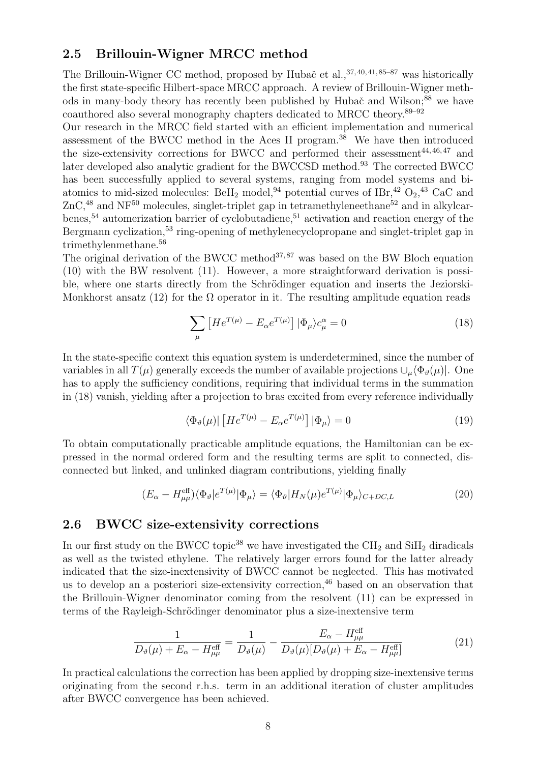## 2.5 Brillouin-Wigner MRCC method

The Brillouin-Wigner CC method, proposed by Hubač et al.,[37,40,41,85–87] was historically the first state-specific Hilbert-space MRCC approach. A review of Brillouin-Wigner methods in many-body theory has recently been published by Hubač and Wilson;[88] we have coauthored also several monography chapters dedicated to MRCC theory.[89–92]

Our research in the MRCC field started with an efficient implementation and numerical assessment of the BWCC method in the Aces II program.[38] We have then introduced the size-extensivity corrections for BWCC and performed their assessment[44,46,47] and later developed also analytic gradient for the BWCCSD method.[93] The corrected BWCC has been successfully applied to several systems, ranging from model systems and biatomics to mid-sized molecules: $BeH_2$ model,[94] potential curves of IBr,[42] $O_2$,[43] CaC and ZnC,[48] and $NF$[50] molecules, singlet-triplet gap in tetramethyleneethane[52] and in alkylcarbenes,[54] automerization barrier of cyclobutadiene,[51] activation and reaction energy of the Bergmann cyclization,[53] ring-opening of methylenecyclopropane and singlet-triplet gap in trimethylenmethane.[56]

The original derivation of the BWCC method[37,87] was based on the BW Bloch equation (10) with the BW resolvent (11). However, a more straightforward derivation is possible, where one starts directly from the Schrödinger equation and inserts the Jeziorski-Monkhorst ansatz (12) for the $\Omega$ operator in it. The resulting amplitude equation reads

$$\sum_{\mu} \left[ He^{T(\mu)} - E_\alpha e^{T(\mu)} \right] |\Phi_\mu\rangle c_\mu^\alpha = 0 \tag{18}$$

In the state-specific context this equation system is underdetermined, since the number of variables in all $T(\mu)$ generally exceeds the number of available projections $\cup_\mu \langle \Phi_\vartheta(\mu)|$. One has to apply the sufficiency conditions, requiring that individual terms in the summation in (18) vanish, yielding after a projection to bras excited from every reference individually

$$\langle \Phi_\vartheta(\mu)| \left[ He^{T(\mu)} - E_\alpha e^{T(\mu)} \right] |\Phi_\mu\rangle = 0 \tag{19}$$

To obtain computationally practicable amplitude equations, the Hamiltonian can be expressed in the normal ordered form and the resulting terms are split to connected, disconnected but linked, and unlinked diagram contributions, yielding finally

$$(E_\alpha - H_{\mu\mu}^{\text{eff}}) \langle \Phi_\vartheta | e^{T(\mu)} | \Phi_\mu \rangle = \langle \Phi_\vartheta | H_N(\mu) e^{T(\mu)} | \Phi_\mu \rangle_{C+DC,L} \tag{20}$$

## 2.6 BWCC size-extensivity corrections

In our first study on the BWCC topic[38] we have investigated the $CH_2$ and $SiH_2$ diradicals as well as the twisted ethylene. The relatively larger errors found for the latter already indicated that the size-inextensivity of BWCC cannot be neglected. This has motivated us to develop an a posteriori size-extensivity correction,[46] based on an observation that the Brillouin-Wigner denominator coming from the resolvent (11) can be expressed in terms of the Rayleigh-Schrödinger denominator plus a size-inextensive term

$$\frac{1}{D_\vartheta(\mu) + E_\alpha - H_{\mu\mu}^{\text{eff}}} = \frac{1}{D_\vartheta(\mu)} - \frac{E_\alpha - H_{\mu\mu}^{\text{eff}}}{D_\vartheta(\mu)[D_\vartheta(\mu) + E_\alpha - H_{\mu\mu}^{\text{eff}}]} \tag{21}$$

In practical calculations the correction has been applied by dropping size-inextensive terms originating from the second r.h.s. term in an additional iteration of cluster amplitudes after BWCC convergence has been achieved.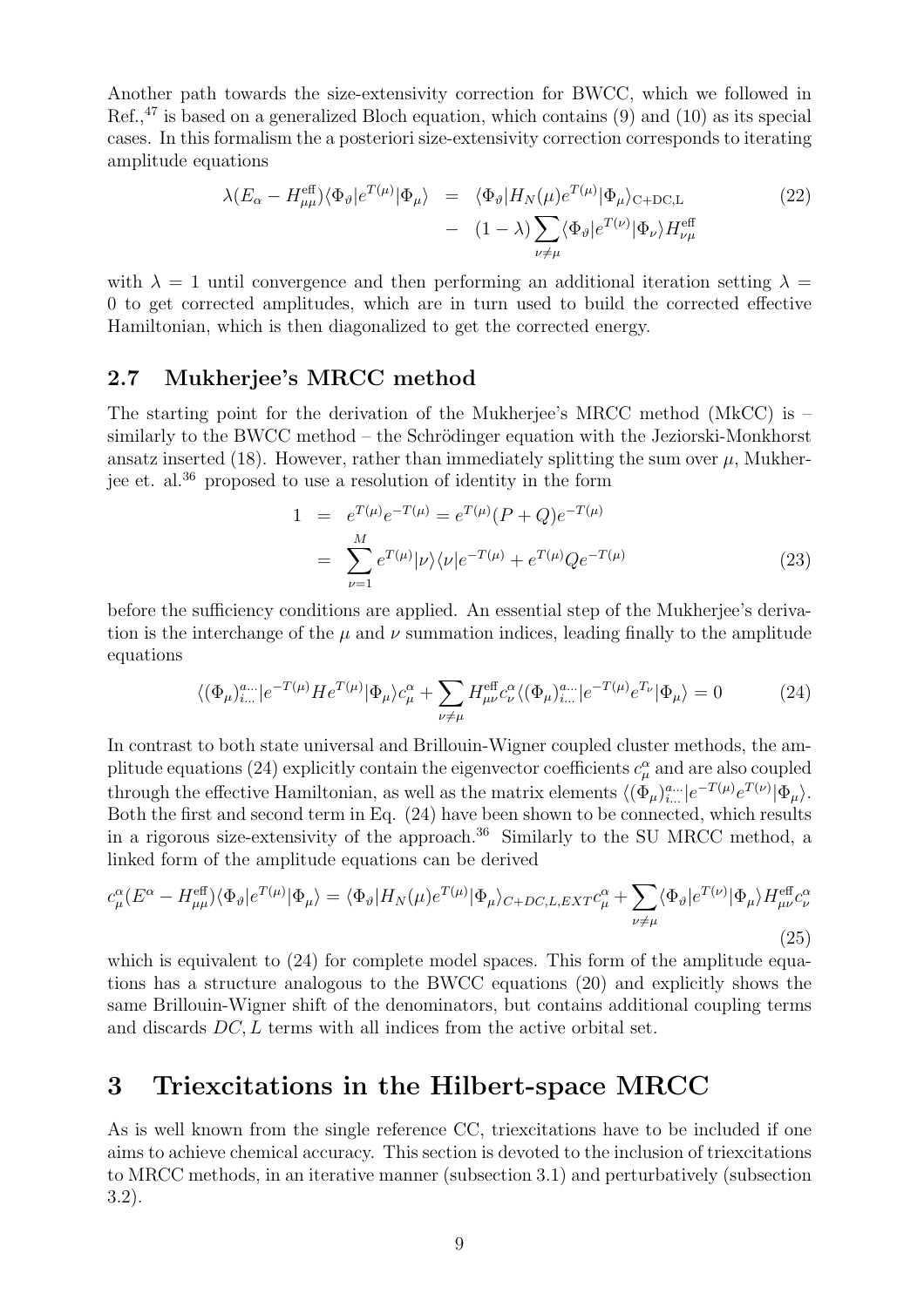Another path towards the size-extensivity correction for BWCC, which we followed in Ref.,[47] is based on a generalized Bloch equation, which contains (9) and (10) as its special cases. In this formalism the a posteriori size-extensivity correction corresponds to iterating amplitude equations

$$
\begin{aligned}
\lambda(E_\alpha - H^{\text{eff}}_{\mu\mu})\langle\Phi_\vartheta|e^{T(\mu)}|\Phi_\mu\rangle &= \langle\Phi_\vartheta|H_N(\mu)e^{T(\mu)}|\Phi_\mu\rangle_{\text{C+DC,L}} \\
&- (1-\lambda)\sum_{\nu\neq\mu}\langle\Phi_\vartheta|e^{T(\nu)}|\Phi_\nu\rangle H^{\text{eff}}_{\nu\mu}
\end{aligned}
\tag{22}
$$

with $\lambda = 1$ until convergence and then performing an additional iteration setting $\lambda = 0$ to get corrected amplitudes, which are in turn used to build the corrected effective Hamiltonian, which is then diagonalized to get the corrected energy.

## 2.7 Mukherjee's MRCC method

The starting point for the derivation of the Mukherjee's MRCC method (MkCC) is – similarly to the BWCC method – the Schrödinger equation with the Jeziorski-Monkhorst ansatz inserted (18). However, rather than immediately splitting the sum over $\mu$, Mukherjee et. al.[36] proposed to use a resolution of identity in the form

$$
\begin{aligned}
1 &= e^{T(\mu)}e^{-T(\mu)} = e^{T(\mu)}(P+Q)e^{-T(\mu)} \\
&= \sum_{\nu=1}^{M} e^{T(\mu)}|\nu\rangle\langle\nu|e^{-T(\mu)} + e^{T(\mu)}Qe^{-T(\mu)}
\end{aligned}
\tag{23}
$$

before the sufficiency conditions are applied. An essential step of the Mukherjee's derivation is the interchange of the $\mu$ and $\nu$ summation indices, leading finally to the amplitude equations

$$
\langle(\Phi_\mu)^{a\ldots}_{i\ldots}|e^{-T(\mu)}He^{T(\mu)}|\Phi_\mu\rangle c^\alpha_\mu + \sum_{\nu\neq\mu} H^{\text{eff}}_{\mu\nu}c^\alpha_\nu\langle(\Phi_\mu)^{a\ldots}_{i\ldots}|e^{-T(\mu)}e^{T_\nu}|\Phi_\mu\rangle = 0 \tag{24}
$$

In contrast to both state universal and Brillouin-Wigner coupled cluster methods, the amplitude equations (24) explicitly contain the eigenvector coefficients $c^\alpha_\mu$ and are also coupled through the effective Hamiltonian, as well as the matrix elements $\langle(\Phi_\mu)^{a\ldots}_{i\ldots}|e^{-T(\mu)}e^{T(\nu)}|\Phi_\mu\rangle$. Both the first and second term in Eq. (24) have been shown to be connected, which results in a rigorous size-extensivity of the approach.[36] Similarly to the SU MRCC method, a linked form of the amplitude equations can be derived

$$
c^\alpha_\mu(E^\alpha - H^{\text{eff}}_{\mu\mu})\langle\Phi_\vartheta|e^{T(\mu)}|\Phi_\mu\rangle = \langle\Phi_\vartheta|H_N(\mu)e^{T(\mu)}|\Phi_\mu\rangle_{C+DC,L,EXT}c^\alpha_\mu + \sum_{\nu\neq\mu}\langle\Phi_\vartheta|e^{T(\nu)}|\Phi_\mu\rangle H^{\text{eff}}_{\mu\nu}c^\alpha_\nu \tag{25}
$$

which is equivalent to (24) for complete model spaces. This form of the amplitude equations has a structure analogous to the BWCC equations (20) and explicitly shows the same Brillouin-Wigner shift of the denominators, but contains additional coupling terms and discards $DC, L$ terms with all indices from the active orbital set.

# 3 Triexcitations in the Hilbert-space MRCC

As is well known from the single reference CC, triexcitations have to be included if one aims to achieve chemical accuracy. This section is devoted to the inclusion of triexcitations to MRCC methods, in an iterative manner (subsection 3.1) and perturbatively (subsection 3.2).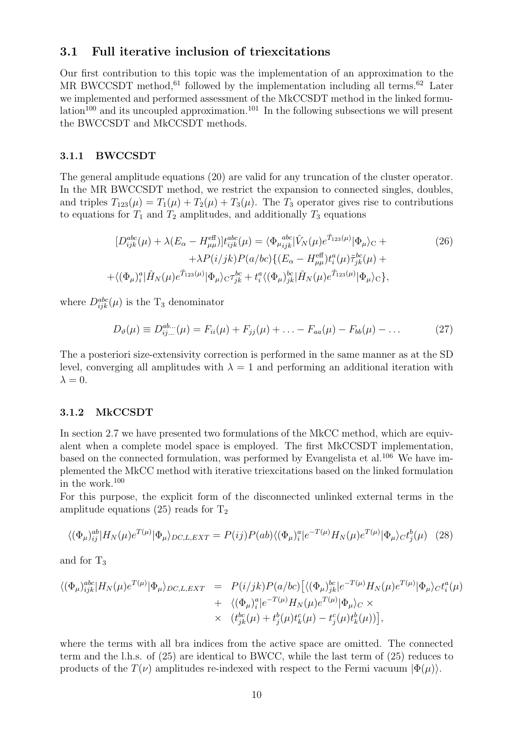## 3.1 Full iterative inclusion of triexcitations

Our first contribution to this topic was the implementation of an approximation to the MR BWCCSDT method,[61] followed by the implementation including all terms.[62] Later we implemented and performed assessment of the MkCCSDT method in the linked formulation[100] and its uncoupled approximation.[101] In the following subsections we will present the BWCCSDT and MkCCSDT methods.

### 3.1.1 BWCCSDT

The general amplitude equations (20) are valid for any truncation of the cluster operator. In the MR BWCCSDT method, we restrict the expansion to connected singles, doubles, and triples $T_{123}(\mu) = T_1(\mu) + T_2(\mu) + T_3(\mu)$. The $T_3$ operator gives rise to contributions to equations for $T_1$ and $T_2$ amplitudes, and additionally $T_3$ equations

$$
\begin{aligned}
[D_{ijk}^{abc}(\mu) + \lambda(E_\alpha - H_{\mu\mu}^{\text{eff}})]t_{ijk}^{abc}(\mu) &= \langle \Phi_{\mu}{}_{ijk}^{abc} | \hat{V}_N(\mu) e^{\hat{T}_{123}(\mu)} | \Phi_\mu \rangle_{\text{C}} + \\
&\quad + \lambda P(i/jk) P(a/bc) \{ (E_\alpha - H_{\mu\mu}^{\text{eff}}) t_i^a(\mu) \tilde{\tau}_{jk}^{bc}(\mu) + \\
+ \langle (\Phi_\mu)_i^a | \hat{H}_N(\mu) e^{\hat{T}_{123}(\mu)} | \Phi_\mu \rangle_{\text{C}} \tau_{jk}^{bc} &+ t_i^a \langle (\Phi_\mu)_{jk}^{bc} | \hat{H}_N(\mu) e^{\hat{T}_{123}(\mu)} | \Phi_\mu \rangle_{\text{C}} \},
\end{aligned}
\tag{26}
$$

where $D_{ijk}^{abc}(\mu)$ is the $\text{T}_3$ denominator

$$
D_\vartheta(\mu) \equiv D_{ij\dots}^{ab\dots}(\mu) = F_{ii}(\mu) + F_{jj}(\mu) + \ldots - F_{aa}(\mu) - F_{bb}(\mu) - \ldots \tag{27}
$$

The a posteriori size-extensivity correction is performed in the same manner as at the SD level, converging all amplitudes with $\lambda = 1$ and performing an additional iteration with $\lambda = 0$.

### 3.1.2 MkCCSDT

In section 2.7 we have presented two formulations of the MkCC method, which are equivalent when a complete model space is employed. The first MkCCSDT implementation, based on the connected formulation, was performed by Evangelista et al.[106] We have implemented the MkCC method with iterative triexcitations based on the linked formulation in the work.[100]

For this purpose, the explicit form of the disconnected unlinked external terms in the amplitude equations (25) reads for $\text{T}_2$

$$
\langle (\Phi_\mu)_{ij}^{ab} | H_N(\mu) e^{T(\mu)} | \Phi_\mu \rangle_{DC,L,EXT} = P(ij) P(ab) \langle (\Phi_\mu)_i^a | e^{-T(\mu)} H_N(\mu) e^{T(\mu)} | \Phi_\mu \rangle_C t_j^b(\mu) \tag{28}
$$

and for $\text{T}_3$

$$
\begin{aligned}
\langle (\Phi_\mu)_{ijk}^{abc} | H_N(\mu) e^{T(\mu)} | \Phi_\mu \rangle_{DC,L,EXT} &= P(i/jk) P(a/bc) \big[ \langle (\Phi_\mu)_{jk}^{bc} | e^{-T(\mu)} H_N(\mu) e^{T(\mu)} | \Phi_\mu \rangle_C t_i^a(\mu) \\
&+ \langle (\Phi_\mu)_i^a | e^{-T(\mu)} H_N(\mu) e^{T(\mu)} | \Phi_\mu \rangle_C \times \\
&\times (t_{jk}^{bc}(\mu) + t_j^b(\mu) t_k^c(\mu) - t_j^c(\mu) t_k^b(\mu)) \big],
\end{aligned}
$$

where the terms with all bra indices from the active space are omitted. The connected term and the l.h.s. of (25) are identical to BWCC, while the last term of (25) reduces to products of the $T(\nu)$ amplitudes re-indexed with respect to the Fermi vacuum $|\Phi(\mu)\rangle$.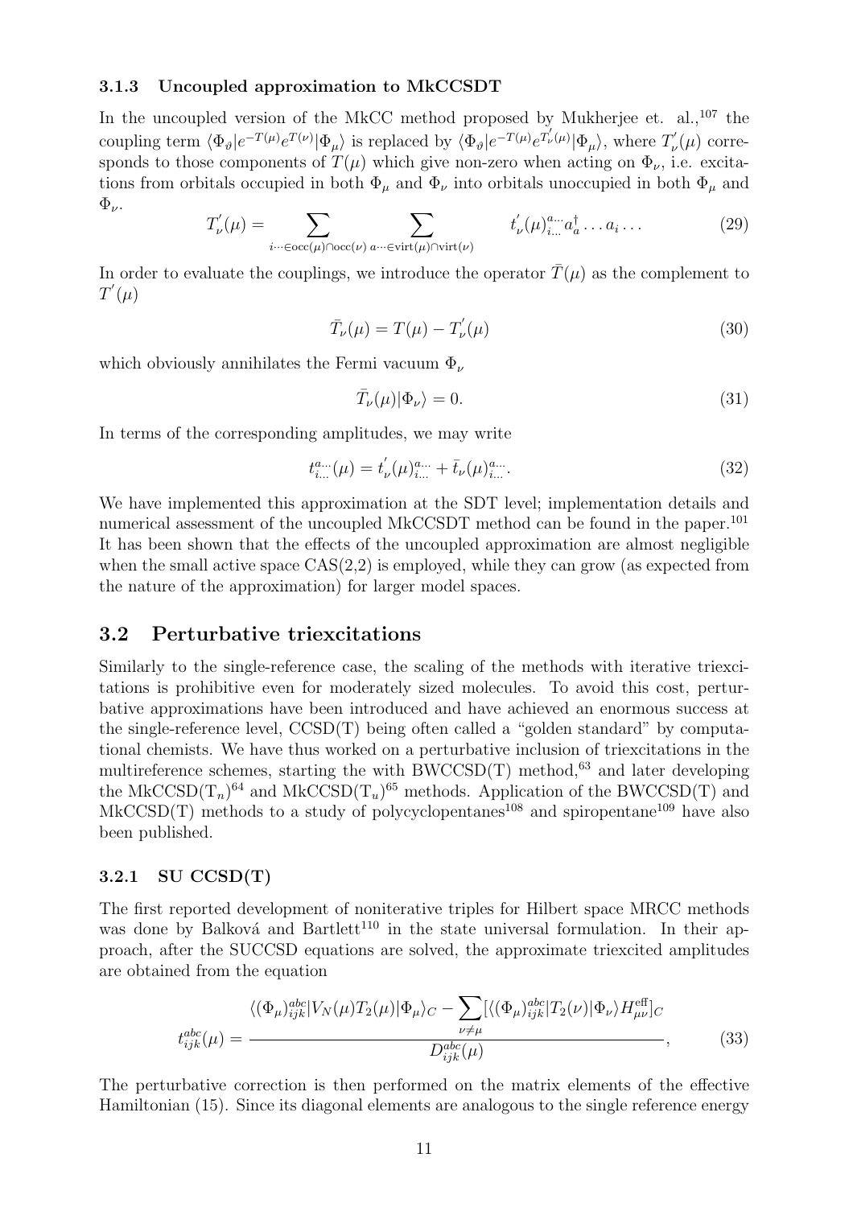### 3.1.3 Uncoupled approximation to MkCCSDT

In the uncoupled version of the MkCC method proposed by Mukherjee et. al.,[107] the coupling term $\langle\Phi_\vartheta|e^{-T(\mu)}e^{T(\nu)}|\Phi_\mu\rangle$ is replaced by $\langle\Phi_\vartheta|e^{-T(\mu)}e^{T'_\nu(\mu)}|\Phi_\mu\rangle$, where $T'_\nu(\mu)$ corresponds to those components of $T(\mu)$ which give non-zero when acting on $\Phi_\nu$, i.e. excitations from orbitals occupied in both $\Phi_\mu$ and $\Phi_\nu$ into orbitals unoccupied in both $\Phi_\mu$ and $\Phi_\nu$.

$$T'_\nu(\mu) = \sum_{i\cdots\in\mathrm{occ}(\mu)\cap\mathrm{occ}(\nu)} \; \sum_{a\cdots\in\mathrm{virt}(\mu)\cap\mathrm{virt}(\nu)} t'_\nu(\mu)^{a\ldots}_{i\ldots} a^\dagger_a \ldots a_i \ldots \tag{29}$$

In order to evaluate the couplings, we introduce the operator $\bar{T}(\mu)$ as the complement to $T'(\mu)$

$$\bar{T}_\nu(\mu) = T(\mu) - T'_\nu(\mu) \tag{30}$$

which obviously annihilates the Fermi vacuum $\Phi_\nu$

$$\bar{T}_\nu(\mu)|\Phi_\nu\rangle = 0. \tag{31}$$

In terms of the corresponding amplitudes, we may write

$$t^{a\ldots}_{i\ldots}(\mu) = t'_\nu(\mu)^{a\ldots}_{i\ldots} + \bar{t}_\nu(\mu)^{a\ldots}_{i\ldots}. \tag{32}$$

We have implemented this approximation at the SDT level; implementation details and numerical assessment of the uncoupled MkCCSDT method can be found in the paper.[101] It has been shown that the effects of the uncoupled approximation are almost negligible when the small active space CAS(2,2) is employed, while they can grow (as expected from the nature of the approximation) for larger model spaces.

## 3.2 Perturbative triexcitations

Similarly to the single-reference case, the scaling of the methods with iterative triexcitations is prohibitive even for moderately sized molecules. To avoid this cost, perturbative approximations have been introduced and have achieved an enormous success at the single-reference level, CCSD(T) being often called a "golden standard" by computational chemists. We have thus worked on a perturbative inclusion of triexcitations in the multireference schemes, starting the with BWCCSD(T) method,[63] and later developing the MkCCSD($T_n$)[64] and MkCCSD($T_u$)[65] methods. Application of the BWCCSD(T) and MkCCSD(T) methods to a study of polycyclopentanes[108] and spiropentane[109] have also been published.

### 3.2.1 SU CCSD(T)

The first reported development of noniterative triples for Hilbert space MRCC methods was done by Balková and Bartlett[110] in the state universal formulation. In their approach, after the SUCCSD equations are solved, the approximate triexcited amplitudes are obtained from the equation

$$t^{abc}_{ijk}(\mu) = \frac{\langle(\Phi_\mu)^{abc}_{ijk}|V_N(\mu)T_2(\mu)|\Phi_\mu\rangle_C - \sum_{\nu\neq\mu}[\langle(\Phi_\mu)^{abc}_{ijk}|T_2(\nu)|\Phi_\nu\rangle H^{\mathrm{eff}}_{\mu\nu}]_C}{D^{abc}_{ijk}(\mu)}, \tag{33}$$

The perturbative correction is then performed on the matrix elements of the effective Hamiltonian (15). Since its diagonal elements are analogous to the single reference energy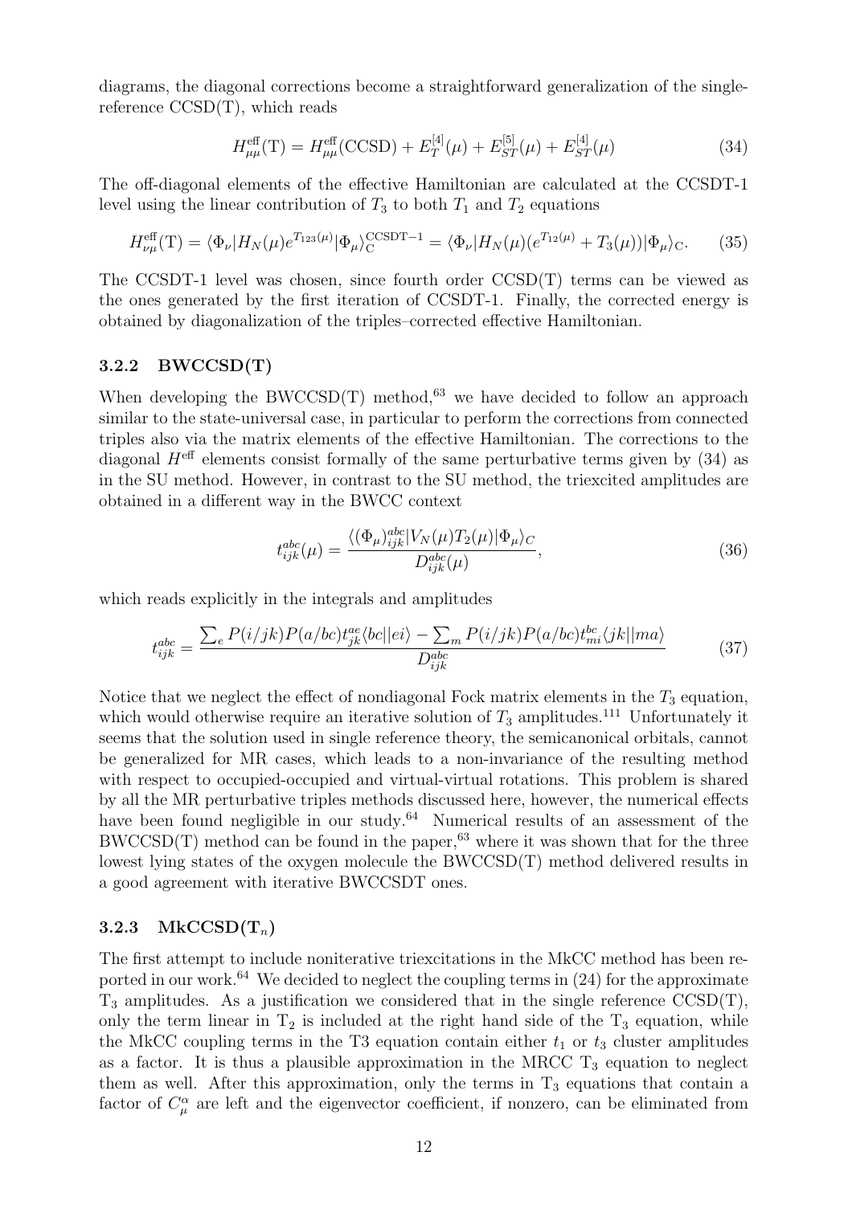diagrams, the diagonal corrections become a straightforward generalization of the single-reference CCSD(T), which reads

$$H^{\text{eff}}_{\mu\mu}(\text{T}) = H^{\text{eff}}_{\mu\mu}(\text{CCSD}) + E^{[4]}_{T}(\mu) + E^{[5]}_{ST}(\mu) + E^{[4]}_{ST}(\mu) \tag{34}$$

The off-diagonal elements of the effective Hamiltonian are calculated at the CCSDT-1 level using the linear contribution of $T_3$ to both $T_1$ and $T_2$ equations

$$H^{\text{eff}}_{\nu\mu}(\text{T}) = \langle \Phi_\nu | H_N(\mu) e^{T_{123}(\mu)} | \Phi_\mu \rangle^{\text{CCSDT}-1}_{\text{C}} = \langle \Phi_\nu | H_N(\mu)(e^{T_{12}(\mu)} + T_3(\mu)) | \Phi_\mu \rangle_{\text{C}}. \tag{35}$$

The CCSDT-1 level was chosen, since fourth order CCSD(T) terms can be viewed as the ones generated by the first iteration of CCSDT-1. Finally, the corrected energy is obtained by diagonalization of the triples–corrected effective Hamiltonian.

### 3.2.2 BWCCSD(T)

When developing the BWCCSD(T) method,[63] we have decided to follow an approach similar to the state-universal case, in particular to perform the corrections from connected triples also via the matrix elements of the effective Hamiltonian. The corrections to the diagonal $H^{\text{eff}}$ elements consist formally of the same perturbative terms given by (34) as in the SU method. However, in contrast to the SU method, the triexcited amplitudes are obtained in a different way in the BWCC context

$$t^{abc}_{ijk}(\mu) = \frac{\langle (\Phi_\mu)^{abc}_{ijk} | V_N(\mu) T_2(\mu) | \Phi_\mu \rangle_C}{D^{abc}_{ijk}(\mu)}, \tag{36}$$

which reads explicitly in the integrals and amplitudes

$$t^{abc}_{ijk} = \frac{\sum_e P(i/jk)P(a/bc) t^{ae}_{jk} \langle bc||ei \rangle - \sum_m P(i/jk)P(a/bc) t^{bc}_{mi} \langle jk||ma \rangle}{D^{abc}_{ijk}} \tag{37}$$

Notice that we neglect the effect of nondiagonal Fock matrix elements in the $T_3$ equation, which would otherwise require an iterative solution of $T_3$ amplitudes.[111] Unfortunately it seems that the solution used in single reference theory, the semicanonical orbitals, cannot be generalized for MR cases, which leads to a non-invariance of the resulting method with respect to occupied-occupied and virtual-virtual rotations. This problem is shared by all the MR perturbative triples methods discussed here, however, the numerical effects have been found negligible in our study.[64] Numerical results of an assessment of the BWCCSD(T) method can be found in the paper,[63] where it was shown that for the three lowest lying states of the oxygen molecule the BWCCSD(T) method delivered results in a good agreement with iterative BWCCSDT ones.

### 3.2.3 MkCCSD(T$_n$)

The first attempt to include noniterative triexcitations in the MkCC method has been reported in our work.[64] We decided to neglect the coupling terms in (24) for the approximate $T_3$ amplitudes. As a justification we considered that in the single reference CCSD(T), only the term linear in $T_2$ is included at the right hand side of the $T_3$ equation, while the MkCC coupling terms in the T3 equation contain either $t_1$ or $t_3$ cluster amplitudes as a factor. It is thus a plausible approximation in the MRCC $T_3$ equation to neglect them as well. After this approximation, only the terms in $T_3$ equations that contain a factor of $C^\alpha_\mu$ are left and the eigenvector coefficient, if nonzero, can be eliminated from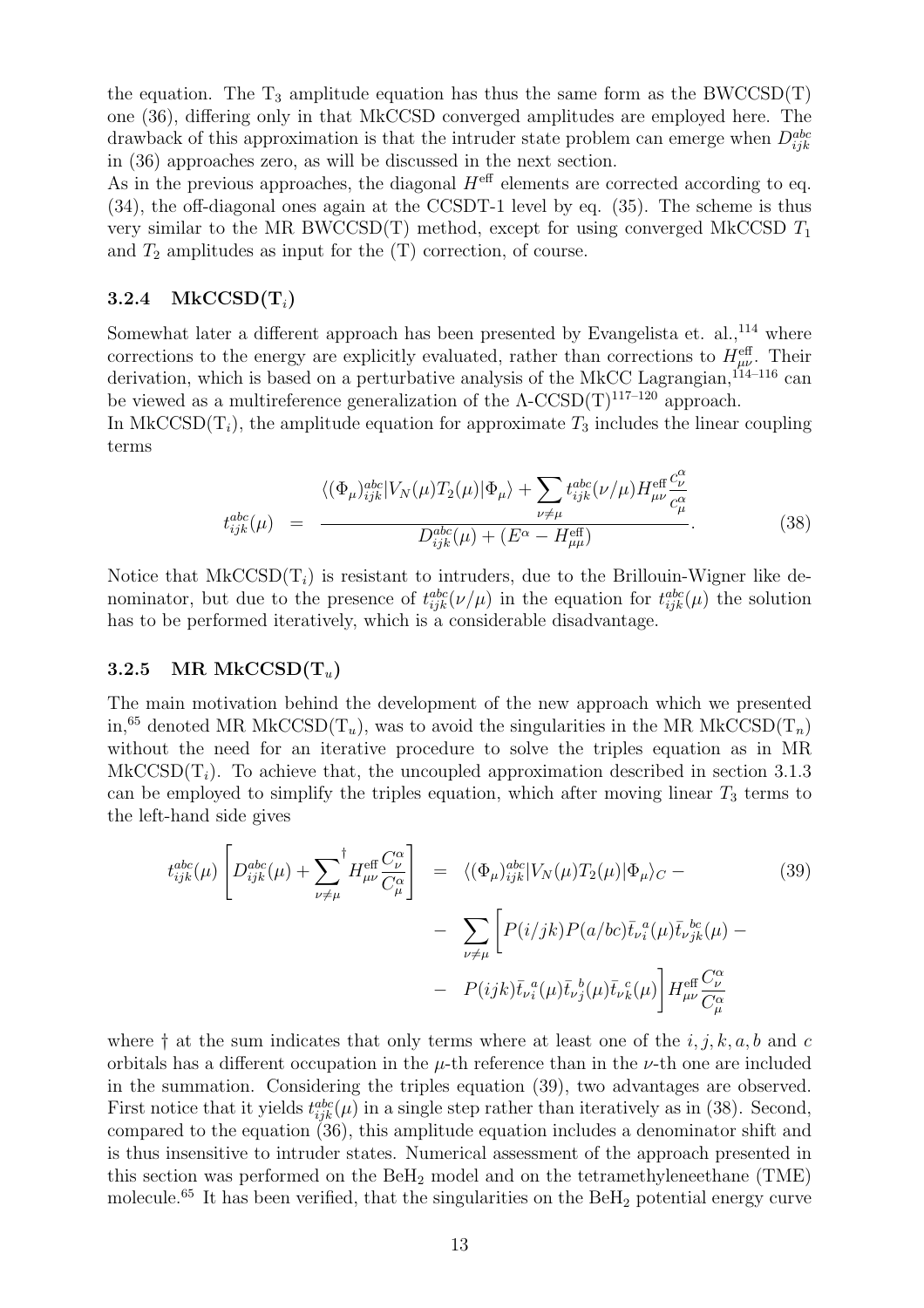the equation. The $T_3$ amplitude equation has thus the same form as the BWCCSD(T) one (36), differing only in that MkCCSD converged amplitudes are employed here. The drawback of this approximation is that the intruder state problem can emerge when $D_{ijk}^{abc}$ in (36) approaches zero, as will be discussed in the next section.
As in the previous approaches, the diagonal $H^{\text{eff}}$ elements are corrected according to eq. (34), the off-diagonal ones again at the CCSDT-1 level by eq. (35). The scheme is thus very similar to the MR BWCCSD(T) method, except for using converged MkCCSD $T_1$ and $T_2$ amplitudes as input for the (T) correction, of course.

### 3.2.4 MkCCSD($T_i$)

Somewhat later a different approach has been presented by Evangelista et. al.,[114] where corrections to the energy are explicitly evaluated, rather than corrections to $H_{\mu\nu}^{\text{eff}}$. Their derivation, which is based on a perturbative analysis of the MkCC Lagrangian,[114–116] can be viewed as a multireference generalization of the $\Lambda$-CCSD(T)[117–120] approach.
In MkCCSD($T_i$), the amplitude equation for approximate $T_3$ includes the linear coupling terms

$$t_{ijk}^{abc}(\mu) = \frac{\langle (\Phi_\mu)_{ijk}^{abc} | V_N(\mu) T_2(\mu) | \Phi_\mu \rangle + \sum_{\nu \neq \mu} t_{ijk}^{abc}(\nu/\mu) H_{\mu\nu}^{\text{eff}} \frac{c_\nu^\alpha}{c_\mu^\alpha}}{D_{ijk}^{abc}(\mu) + (E^\alpha - H_{\mu\mu}^{\text{eff}})}. \tag{38}$$

Notice that MkCCSD($T_i$) is resistant to intruders, due to the Brillouin-Wigner like denominator, but due to the presence of $t_{ijk}^{abc}(\nu/\mu)$ in the equation for $t_{ijk}^{abc}(\mu)$ the solution has to be performed iteratively, which is a considerable disadvantage.

### 3.2.5 MR MkCCSD($T_u$)

The main motivation behind the development of the new approach which we presented in,[65] denoted MR MkCCSD($T_u$), was to avoid the singularities in the MR MkCCSD($T_n$) without the need for an iterative procedure to solve the triples equation as in MR MkCCSD($T_i$). To achieve that, the uncoupled approximation described in section 3.1.3 can be employed to simplify the triples equation, which after moving linear $T_3$ terms to the left-hand side gives

$$\begin{aligned} t_{ijk}^{abc}(\mu) \left[ D_{ijk}^{abc}(\mu) + \sum_{\nu \neq \mu}^{\dagger} H_{\mu\nu}^{\text{eff}} \frac{C_\nu^\alpha}{C_\mu^\alpha} \right] &= \langle (\Phi_\mu)_{ijk}^{abc} | V_N(\mu) T_2(\mu) | \Phi_\mu \rangle_C - \\ &- \sum_{\nu \neq \mu} \Big[ P(i/jk) P(a/bc) \bar{t}_{\nu_i}^{\ a}(\mu) \bar{t}_{\nu_{jk}}^{\ bc}(\mu) - \\ &- P(ijk) \bar{t}_{\nu_i}^{\ a}(\mu) \bar{t}_{\nu_j}^{\ b}(\mu) \bar{t}_{\nu_k}^{\ c}(\mu) \Big] H_{\mu\nu}^{\text{eff}} \frac{C_\nu^\alpha}{C_\mu^\alpha} \end{aligned} \tag{39}$$

where $\dagger$ at the sum indicates that only terms where at least one of the $i, j, k, a, b$ and $c$ orbitals has a different occupation in the $\mu$-th reference than in the $\nu$-th one are included in the summation. Considering the triples equation (39), two advantages are observed. First notice that it yields $t_{ijk}^{abc}(\mu)$ in a single step rather than iteratively as in (38). Second, compared to the equation (36), this amplitude equation includes a denominator shift and is thus insensitive to intruder states. Numerical assessment of the approach presented in this section was performed on the $BeH_2$ model and on the tetramethyleneethane (TME) molecule.[65] It has been verified, that the singularities on the $BeH_2$ potential energy curve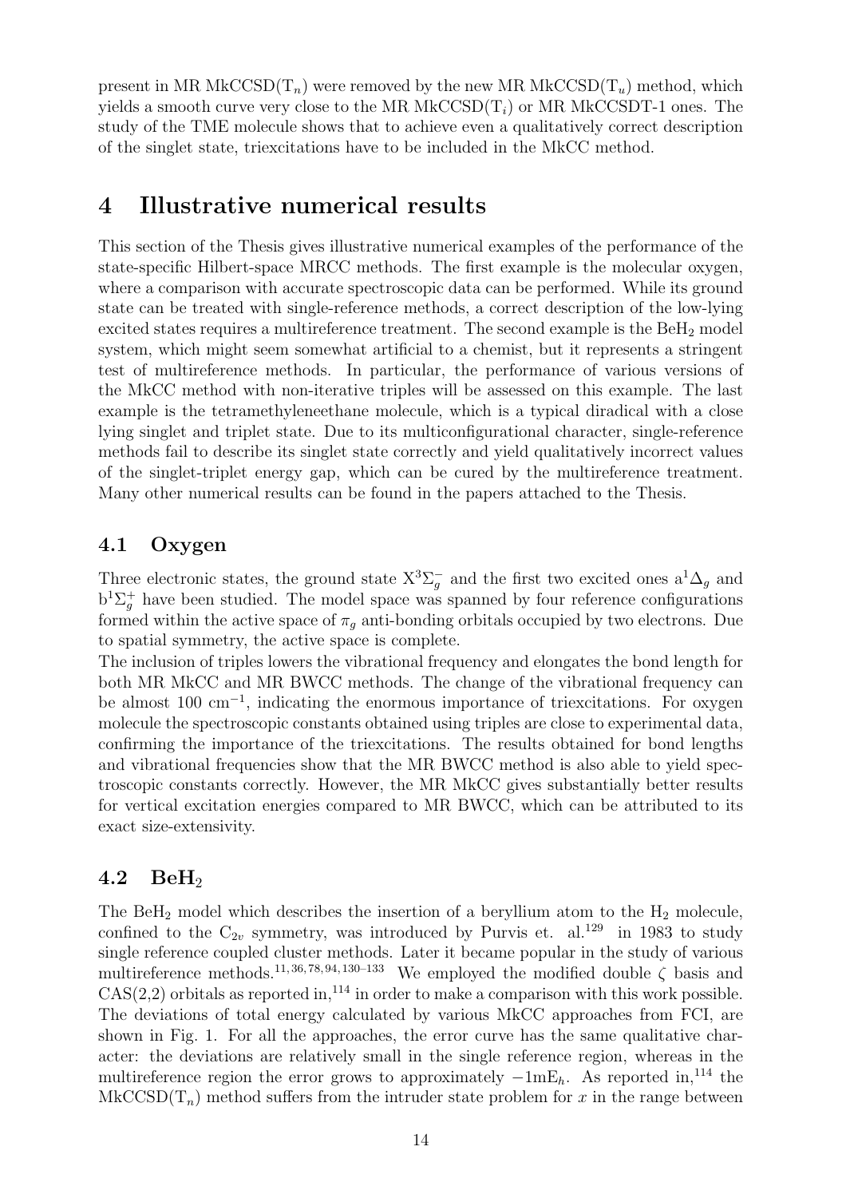present in MR MkCCSD($T_n$) were removed by the new MR MkCCSD($T_u$) method, which yields a smooth curve very close to the MR MkCCSD($T_i$) or MR MkCCSDT-1 ones. The study of the TME molecule shows that to achieve even a qualitatively correct description of the singlet state, triexcitations have to be included in the MkCC method.

# 4 Illustrative numerical results

This section of the Thesis gives illustrative numerical examples of the performance of the state-specific Hilbert-space MRCC methods. The first example is the molecular oxygen, where a comparison with accurate spectroscopic data can be performed. While its ground state can be treated with single-reference methods, a correct description of the low-lying excited states requires a multireference treatment. The second example is the $BeH_2$ model system, which might seem somewhat artificial to a chemist, but it represents a stringent test of multireference methods. In particular, the performance of various versions of the MkCC method with non-iterative triples will be assessed on this example. The last example is the tetramethyleneethane molecule, which is a typical diradical with a close lying singlet and triplet state. Due to its multiconfigurational character, single-reference methods fail to describe its singlet state correctly and yield qualitatively incorrect values of the singlet-triplet energy gap, which can be cured by the multireference treatment. Many other numerical results can be found in the papers attached to the Thesis.

## 4.1 Oxygen

Three electronic states, the ground state $X^3\Sigma_g^-$ and the first two excited ones $a^1\Delta_g$ and $b^1\Sigma_g^+$ have been studied. The model space was spanned by four reference configurations formed within the active space of $\pi_g$ anti-bonding orbitals occupied by two electrons. Due to spatial symmetry, the active space is complete.
The inclusion of triples lowers the vibrational frequency and elongates the bond length for both MR MkCC and MR BWCC methods. The change of the vibrational frequency can be almost 100 $\text{cm}^{-1}$, indicating the enormous importance of triexcitations. For oxygen molecule the spectroscopic constants obtained using triples are close to experimental data, confirming the importance of the triexcitations. The results obtained for bond lengths and vibrational frequencies show that the MR BWCC method is also able to yield spectroscopic constants correctly. However, the MR MkCC gives substantially better results for vertical excitation energies compared to MR BWCC, which can be attributed to its exact size-extensivity.

## 4.2 $BeH_2$

The $BeH_2$ model which describes the insertion of a beryllium atom to the $H_2$ molecule, confined to the $C_{2v}$ symmetry, was introduced by Purvis et. al.[129] in 1983 to study single reference coupled cluster methods. Later it became popular in the study of various multireference methods.[11,36,78,94,130–133] We employed the modified double $\zeta$ basis and CAS(2,2) orbitals as reported in,[114] in order to make a comparison with this work possible. The deviations of total energy calculated by various MkCC approaches from FCI, are shown in Fig. 1. For all the approaches, the error curve has the same qualitative character: the deviations are relatively small in the single reference region, whereas in the multireference region the error grows to approximately $-1\text{mE}_h$. As reported in,[114] the MkCCSD($T_n$) method suffers from the intruder state problem for $x$ in the range between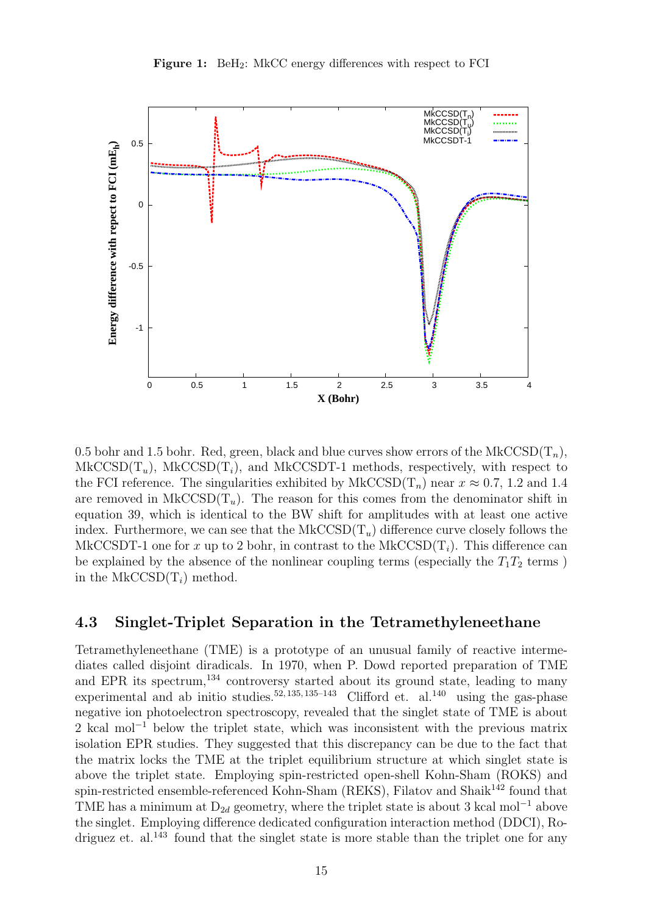**Figure 1:** $BeH_2$: MkCC energy differences with respect to FCI

0.5 bohr and 1.5 bohr. Red, green, black and blue curves show errors of the MkCCSD($T_n$), MkCCSD($T_u$), MkCCSD($T_i$), and MkCCSDT-1 methods, respectively, with respect to the FCI reference. The singularities exhibited by MkCCSD($T_n$) near $x \approx 0.7$, 1.2 and 1.4 are removed in MkCCSD($T_u$). The reason for this comes from the denominator shift in equation 39, which is identical to the BW shift for amplitudes with at least one active index. Furthermore, we can see that the MkCCSD($T_u$) difference curve closely follows the MkCCSDT-1 one for $x$ up to 2 bohr, in contrast to the MkCCSD($T_i$). This difference can be explained by the absence of the nonlinear coupling terms (especially the $T_1T_2$ terms ) in the MkCCSD($T_i$) method.

### 4.3 Singlet-Triplet Separation in the Tetramethyleneethane

Tetramethyleneethane (TME) is a prototype of an unusual family of reactive intermediates called disjoint diradicals. In 1970, when P. Dowd reported preparation of TME and EPR its spectrum,[134] controversy started about its ground state, leading to many experimental and ab initio studies.[52,135,135–143] Clifford et. al.[140] using the gas-phase negative ion photoelectron spectroscopy, revealed that the singlet state of TME is about 2 kcal mol$^{-1}$ below the triplet state, which was inconsistent with the previous matrix isolation EPR studies. They suggested that this discrepancy can be due to the fact that the matrix locks the TME at the triplet equilibrium structure at which singlet state is above the triplet state. Employing spin-restricted open-shell Kohn-Sham (ROKS) and spin-restricted ensemble-referenced Kohn-Sham (REKS), Filatov and Shaik[142] found that TME has a minimum at $D_{2d}$ geometry, where the triplet state is about 3 kcal mol$^{-1}$ above the singlet. Employing difference dedicated configuration interaction method (DDCI), Rodriguez et. al.[143] found that the singlet state is more stable than the triplet one for any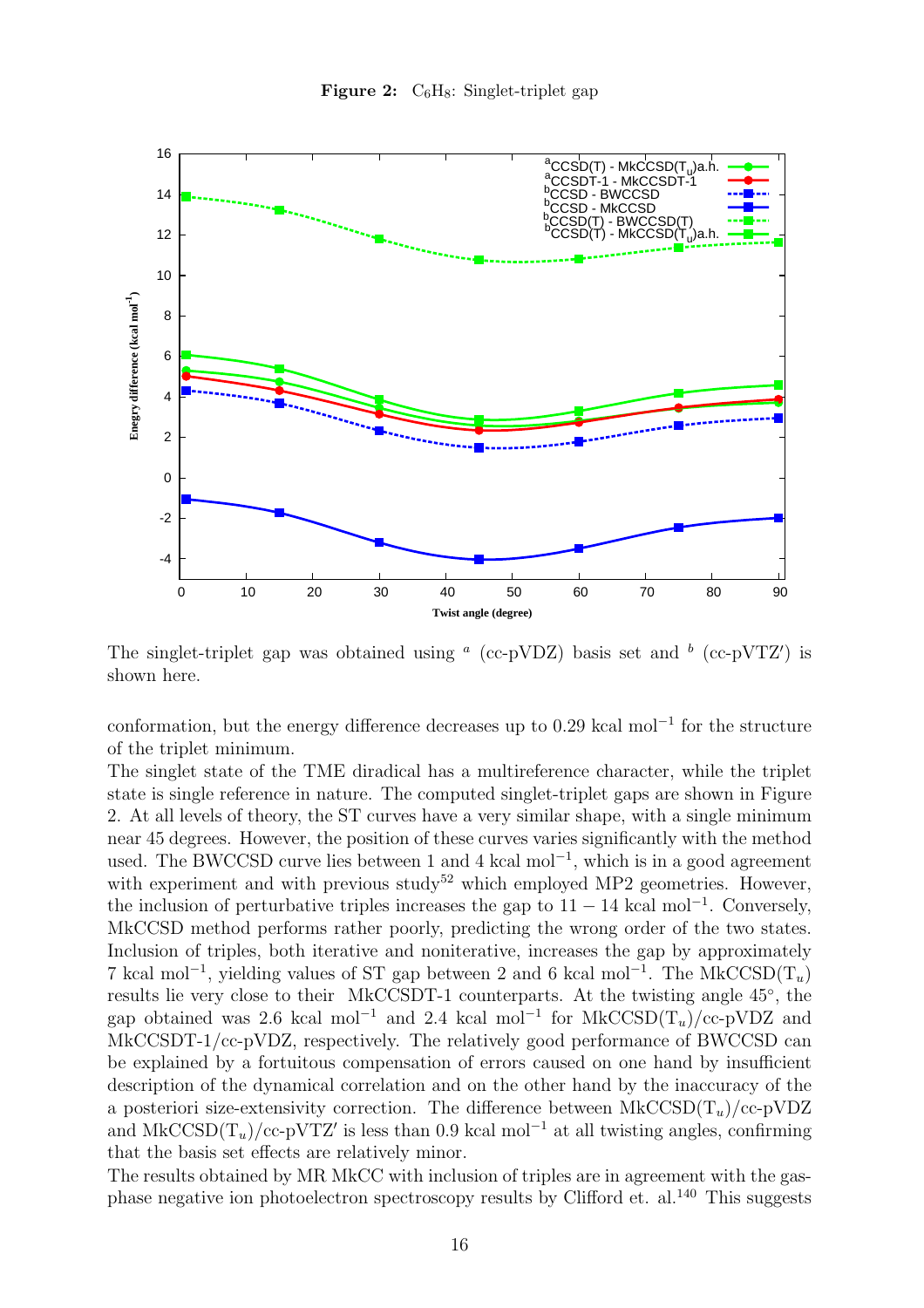**Figure 2:** $C_6H_8$: Singlet-triplet gap

The singlet-triplet gap was obtained using $^a$ (cc-pVDZ) basis set and $^b$ (cc-pVTZ′) is shown here.

conformation, but the energy difference decreases up to 0.29 kcal mol$^{-1}$ for the structure of the triplet minimum.

The singlet state of the TME diradical has a multireference character, while the triplet state is single reference in nature. The computed singlet-triplet gaps are shown in Figure 2. At all levels of theory, the ST curves have a very similar shape, with a single minimum near 45 degrees. However, the position of these curves varies significantly with the method used. The BWCCSD curve lies between 1 and 4 kcal mol$^{-1}$, which is in a good agreement with experiment and with previous study[52] which employed MP2 geometries. However, the inclusion of perturbative triples increases the gap to $11-14$ kcal mol$^{-1}$. Conversely, MkCCSD method performs rather poorly, predicting the wrong order of the two states. Inclusion of triples, both iterative and noniterative, increases the gap by approximately 7 kcal mol$^{-1}$, yielding values of ST gap between 2 and 6 kcal mol$^{-1}$. The MkCCSD($T_u$) results lie very close to their MkCCSDT-1 counterparts. At the twisting angle 45°, the gap obtained was 2.6 kcal mol$^{-1}$ and 2.4 kcal mol$^{-1}$ for MkCCSD($T_u$)/cc-pVDZ and MkCCSDT-1/cc-pVDZ, respectively. The relatively good performance of BWCCSD can be explained by a fortuitous compensation of errors caused on one hand by insufficient description of the dynamical correlation and on the other hand by the inaccuracy of the a posteriori size-extensivity correction. The difference between MkCCSD($T_u$)/cc-pVDZ and MkCCSD($T_u$)/cc-pVTZ′ is less than 0.9 kcal mol$^{-1}$ at all twisting angles, confirming that the basis set effects are relatively minor.

The results obtained by MR MkCC with inclusion of triples are in agreement with the gas-phase negative ion photoelectron spectroscopy results by Clifford et. al.[140] This suggests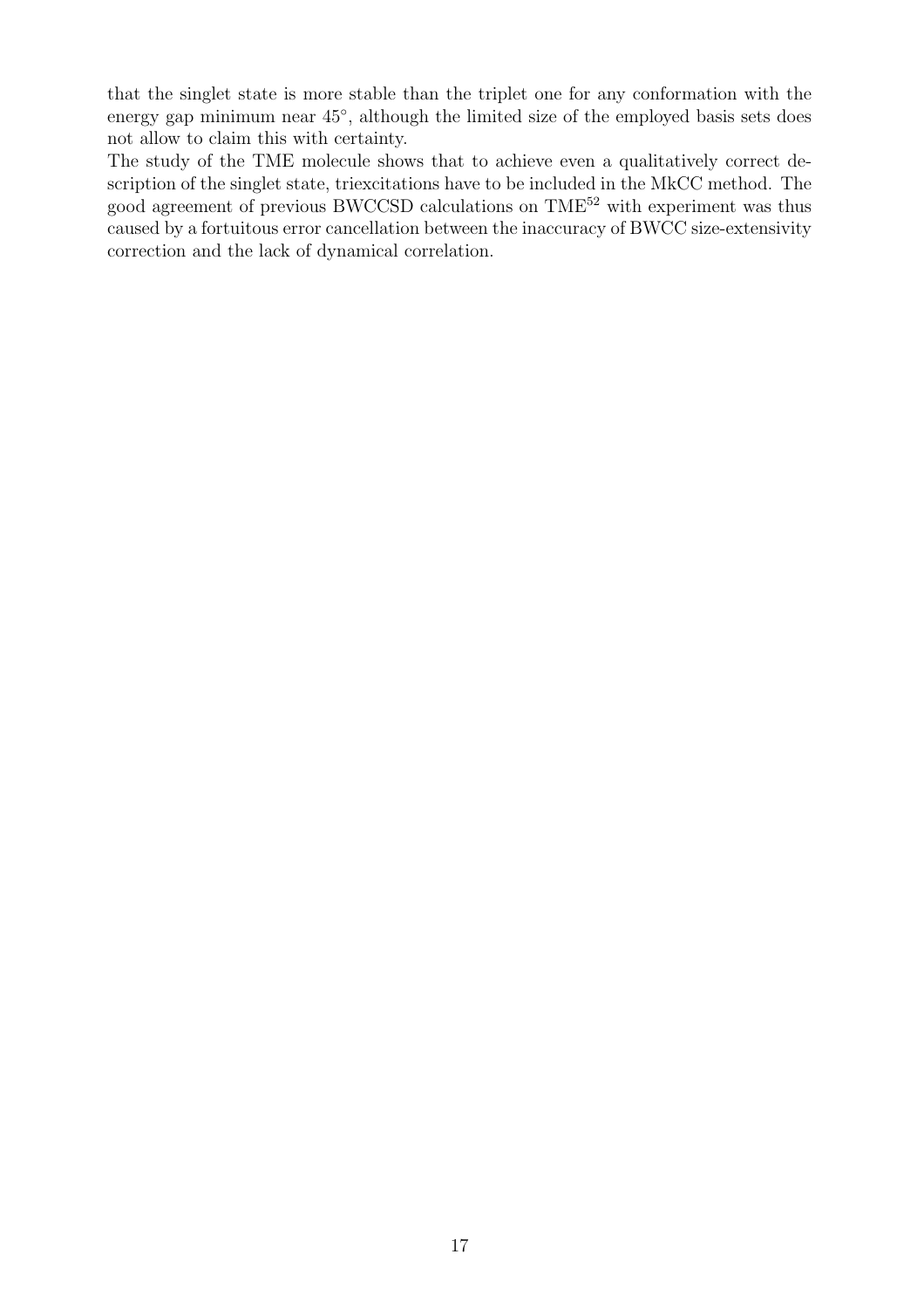that the singlet state is more stable than the triplet one for any conformation with the energy gap minimum near $45^\circ$, although the limited size of the employed basis sets does not allow to claim this with certainty.
The study of the TME molecule shows that to achieve even a qualitatively correct description of the singlet state, triexcitations have to be included in the MkCC method. The good agreement of previous BWCCSD calculations on TME[52] with experiment was thus caused by a fortuitous error cancellation between the inaccuracy of BWCC size-extensivity correction and the lack of dynamical correlation.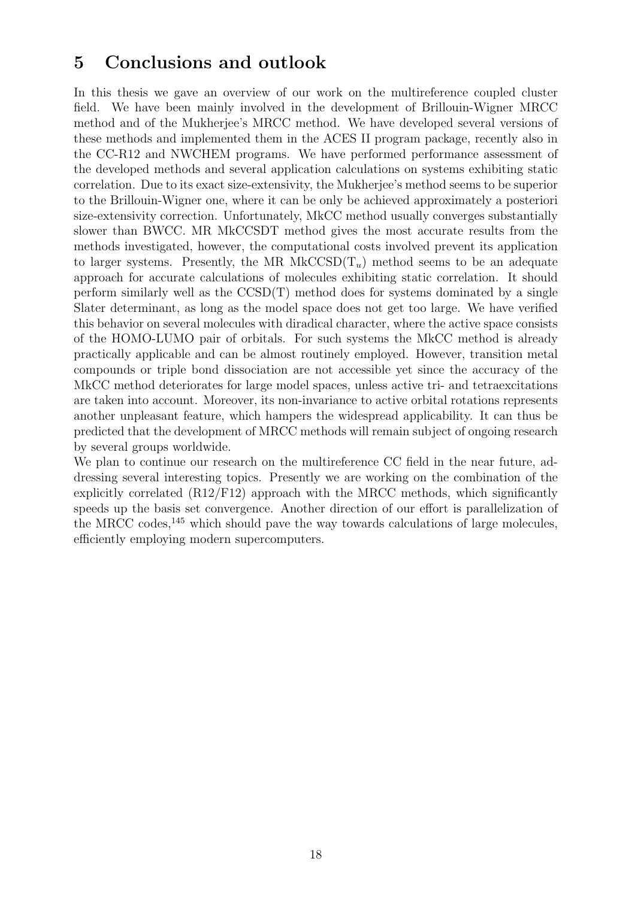# 5 Conclusions and outlook

In this thesis we gave an overview of our work on the multireference coupled cluster field. We have been mainly involved in the development of Brillouin-Wigner MRCC method and of the Mukherjee's MRCC method. We have developed several versions of these methods and implemented them in the ACES II program package, recently also in the CC-R12 and NWCHEM programs. We have performed performance assessment of the developed methods and several application calculations on systems exhibiting static correlation. Due to its exact size-extensivity, the Mukherjee's method seems to be superior to the Brillouin-Wigner one, where it can be only be achieved approximately a posteriori size-extensivity correction. Unfortunately, MkCC method usually converges substantially slower than BWCC. MR MkCCSDT method gives the most accurate results from the methods investigated, however, the computational costs involved prevent its application to larger systems. Presently, the MR MkCCSD($T_u$) method seems to be an adequate approach for accurate calculations of molecules exhibiting static correlation. It should perform similarly well as the CCSD(T) method does for systems dominated by a single Slater determinant, as long as the model space does not get too large. We have verified this behavior on several molecules with diradical character, where the active space consists of the HOMO-LUMO pair of orbitals. For such systems the MkCC method is already practically applicable and can be almost routinely employed. However, transition metal compounds or triple bond dissociation are not accessible yet since the accuracy of the MkCC method deteriorates for large model spaces, unless active tri- and tetraexcitations are taken into account. Moreover, its non-invariance to active orbital rotations represents another unpleasant feature, which hampers the widespread applicability. It can thus be predicted that the development of MRCC methods will remain subject of ongoing research by several groups worldwide.

We plan to continue our research on the multireference CC field in the near future, addressing several interesting topics. Presently we are working on the combination of the explicitly correlated (R12/F12) approach with the MRCC methods, which significantly speeds up the basis set convergence. Another direction of our effort is parallelization of the MRCC codes,[145] which should pave the way towards calculations of large molecules, efficiently employing modern supercomputers.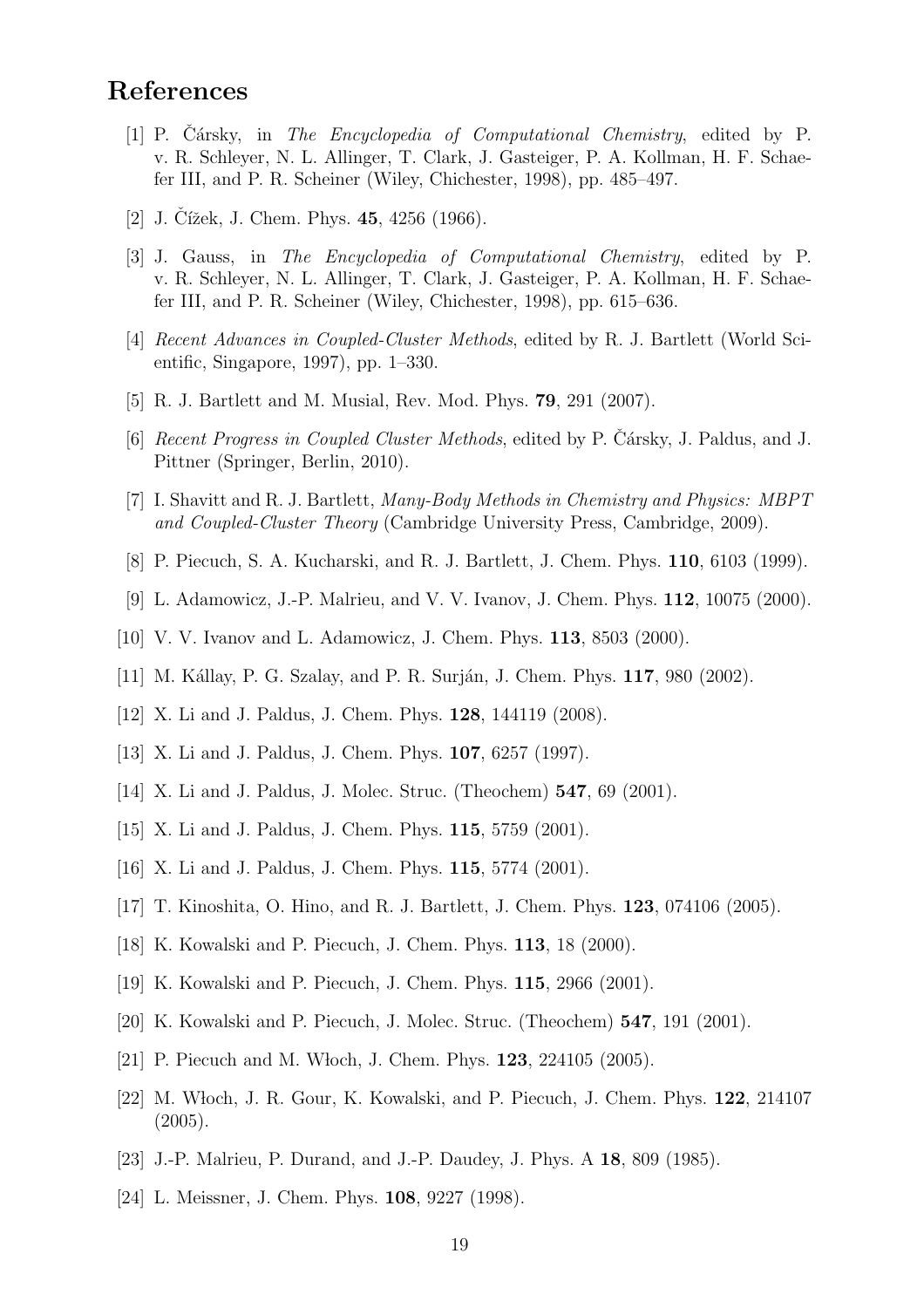## References

[1] P. Čársky, in *The Encyclopedia of Computational Chemistry*, edited by P. v. R. Schleyer, N. L. Allinger, T. Clark, J. Gasteiger, P. A. Kollman, H. F. Schaefer III, and P. R. Scheiner (Wiley, Chichester, 1998), pp. 485–497.

[2] J. Čížek, J. Chem. Phys. **45**, 4256 (1966).

[3] J. Gauss, in *The Encyclopedia of Computational Chemistry*, edited by P. v. R. Schleyer, N. L. Allinger, T. Clark, J. Gasteiger, P. A. Kollman, H. F. Schaefer III, and P. R. Scheiner (Wiley, Chichester, 1998), pp. 615–636.

[4] *Recent Advances in Coupled-Cluster Methods*, edited by R. J. Bartlett (World Scientific, Singapore, 1997), pp. 1–330.

[5] R. J. Bartlett and M. Musial, Rev. Mod. Phys. **79**, 291 (2007).

[6] *Recent Progress in Coupled Cluster Methods*, edited by P. Čársky, J. Paldus, and J. Pittner (Springer, Berlin, 2010).

[7] I. Shavitt and R. J. Bartlett, *Many-Body Methods in Chemistry and Physics: MBPT and Coupled-Cluster Theory* (Cambridge University Press, Cambridge, 2009).

[8] P. Piecuch, S. A. Kucharski, and R. J. Bartlett, J. Chem. Phys. **110**, 6103 (1999).

[9] L. Adamowicz, J.-P. Malrieu, and V. V. Ivanov, J. Chem. Phys. **112**, 10075 (2000).

[10] V. V. Ivanov and L. Adamowicz, J. Chem. Phys. **113**, 8503 (2000).

[11] M. Kállay, P. G. Szalay, and P. R. Surján, J. Chem. Phys. **117**, 980 (2002).

[12] X. Li and J. Paldus, J. Chem. Phys. **128**, 144119 (2008).

[13] X. Li and J. Paldus, J. Chem. Phys. **107**, 6257 (1997).

[14] X. Li and J. Paldus, J. Molec. Struc. (Theochem) **547**, 69 (2001).

[15] X. Li and J. Paldus, J. Chem. Phys. **115**, 5759 (2001).

[16] X. Li and J. Paldus, J. Chem. Phys. **115**, 5774 (2001).

[17] T. Kinoshita, O. Hino, and R. J. Bartlett, J. Chem. Phys. **123**, 074106 (2005).

[18] K. Kowalski and P. Piecuch, J. Chem. Phys. **113**, 18 (2000).

[19] K. Kowalski and P. Piecuch, J. Chem. Phys. **115**, 2966 (2001).

[20] K. Kowalski and P. Piecuch, J. Molec. Struc. (Theochem) **547**, 191 (2001).

[21] P. Piecuch and M. Włoch, J. Chem. Phys. **123**, 224105 (2005).

[22] M. Włoch, J. R. Gour, K. Kowalski, and P. Piecuch, J. Chem. Phys. **122**, 214107 (2005).

[23] J.-P. Malrieu, P. Durand, and J.-P. Daudey, J. Phys. A **18**, 809 (1985).

[24] L. Meissner, J. Chem. Phys. **108**, 9227 (1998).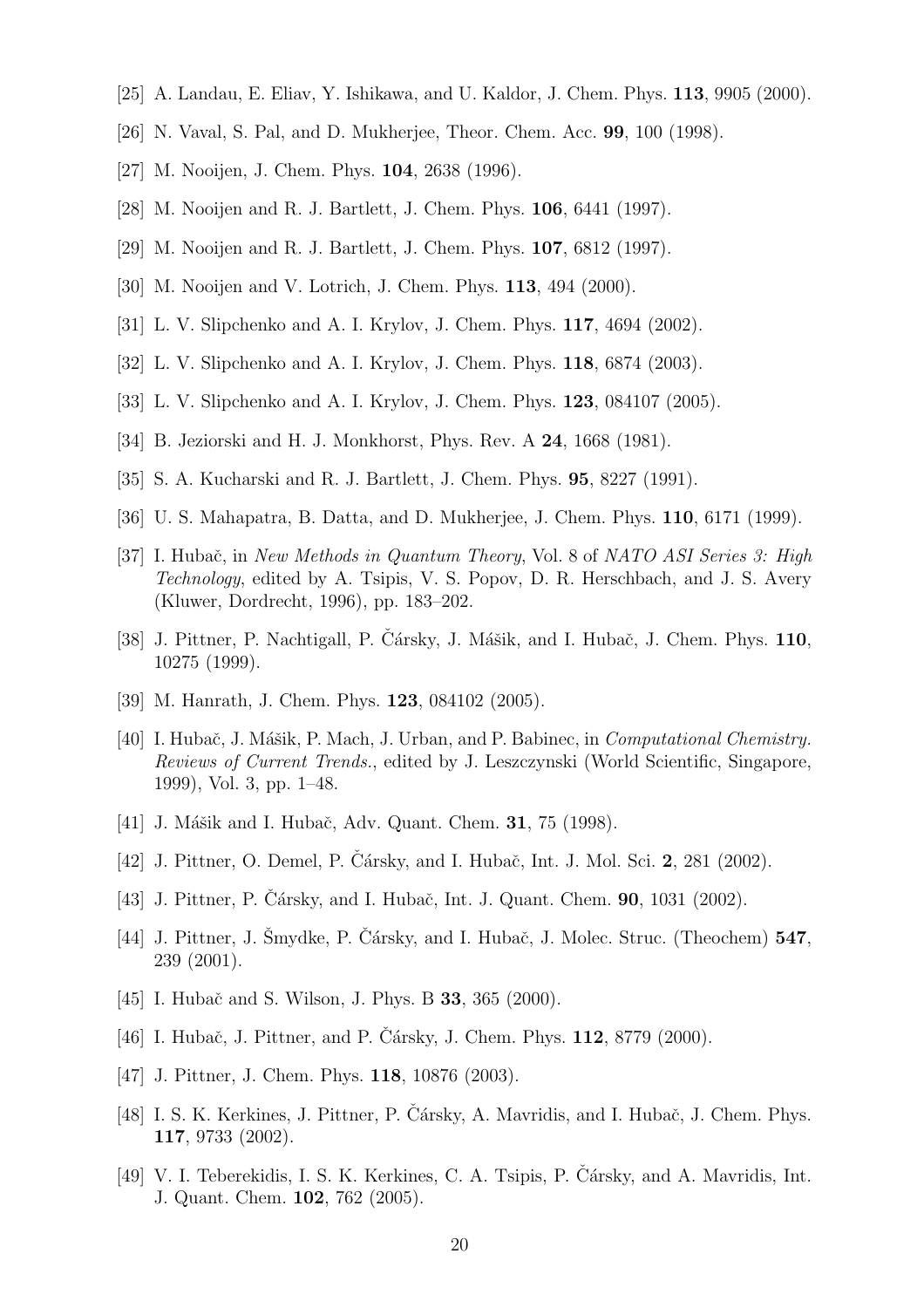[25] A. Landau, E. Eliav, Y. Ishikawa, and U. Kaldor, J. Chem. Phys. **113**, 9905 (2000).

[26] N. Vaval, S. Pal, and D. Mukherjee, Theor. Chem. Acc. **99**, 100 (1998).

[27] M. Nooijen, J. Chem. Phys. **104**, 2638 (1996).

[28] M. Nooijen and R. J. Bartlett, J. Chem. Phys. **106**, 6441 (1997).

[29] M. Nooijen and R. J. Bartlett, J. Chem. Phys. **107**, 6812 (1997).

[30] M. Nooijen and V. Lotrich, J. Chem. Phys. **113**, 494 (2000).

[31] L. V. Slipchenko and A. I. Krylov, J. Chem. Phys. **117**, 4694 (2002).

[32] L. V. Slipchenko and A. I. Krylov, J. Chem. Phys. **118**, 6874 (2003).

[33] L. V. Slipchenko and A. I. Krylov, J. Chem. Phys. **123**, 084107 (2005).

[34] B. Jeziorski and H. J. Monkhorst, Phys. Rev. A **24**, 1668 (1981).

[35] S. A. Kucharski and R. J. Bartlett, J. Chem. Phys. **95**, 8227 (1991).

[36] U. S. Mahapatra, B. Datta, and D. Mukherjee, J. Chem. Phys. **110**, 6171 (1999).

[37] I. Hubač, in *New Methods in Quantum Theory*, Vol. 8 of *NATO ASI Series 3: High Technology*, edited by A. Tsipis, V. S. Popov, D. R. Herschbach, and J. S. Avery (Kluwer, Dordrecht, 1996), pp. 183–202.

[38] J. Pittner, P. Nachtigall, P. Čársky, J. Mášik, and I. Hubač, J. Chem. Phys. **110**, 10275 (1999).

[39] M. Hanrath, J. Chem. Phys. **123**, 084102 (2005).

[40] I. Hubač, J. Mášik, P. Mach, J. Urban, and P. Babinec, in *Computational Chemistry. Reviews of Current Trends.*, edited by J. Leszczynski (World Scientific, Singapore, 1999), Vol. 3, pp. 1–48.

[41] J. Mášik and I. Hubač, Adv. Quant. Chem. **31**, 75 (1998).

[42] J. Pittner, O. Demel, P. Čársky, and I. Hubač, Int. J. Mol. Sci. **2**, 281 (2002).

[43] J. Pittner, P. Čársky, and I. Hubač, Int. J. Quant. Chem. **90**, 1031 (2002).

[44] J. Pittner, J. Šmydke, P. Čársky, and I. Hubač, J. Molec. Struc. (Theochem) **547**, 239 (2001).

[45] I. Hubač and S. Wilson, J. Phys. B **33**, 365 (2000).

[46] I. Hubač, J. Pittner, and P. Čársky, J. Chem. Phys. **112**, 8779 (2000).

[47] J. Pittner, J. Chem. Phys. **118**, 10876 (2003).

[48] I. S. K. Kerkines, J. Pittner, P. Čársky, A. Mavridis, and I. Hubač, J. Chem. Phys. **117**, 9733 (2002).

[49] V. I. Teberekidis, I. S. K. Kerkines, C. A. Tsipis, P. Čársky, and A. Mavridis, Int. J. Quant. Chem. **102**, 762 (2005).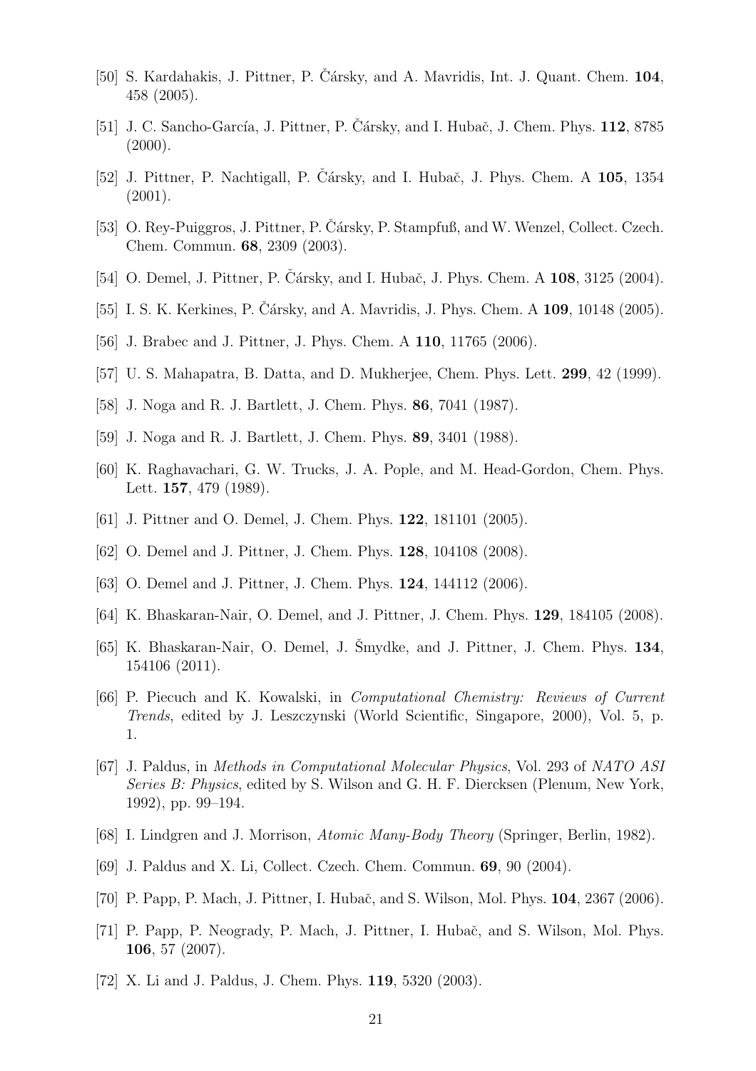[50] S. Kardahakis, J. Pittner, P. Čársky, and A. Mavridis, Int. J. Quant. Chem. **104**, 458 (2005).

[51] J. C. Sancho-García, J. Pittner, P. Čársky, and I. Hubač, J. Chem. Phys. **112**, 8785 (2000).

[52] J. Pittner, P. Nachtigall, P. Čársky, and I. Hubač, J. Phys. Chem. A **105**, 1354 (2001).

[53] O. Rey-Puiggros, J. Pittner, P. Čársky, P. Stampfuß, and W. Wenzel, Collect. Czech. Chem. Commun. **68**, 2309 (2003).

[54] O. Demel, J. Pittner, P. Čársky, and I. Hubač, J. Phys. Chem. A **108**, 3125 (2004).

[55] I. S. K. Kerkines, P. Čársky, and A. Mavridis, J. Phys. Chem. A **109**, 10148 (2005).

[56] J. Brabec and J. Pittner, J. Phys. Chem. A **110**, 11765 (2006).

[57] U. S. Mahapatra, B. Datta, and D. Mukherjee, Chem. Phys. Lett. **299**, 42 (1999).

[58] J. Noga and R. J. Bartlett, J. Chem. Phys. **86**, 7041 (1987).

[59] J. Noga and R. J. Bartlett, J. Chem. Phys. **89**, 3401 (1988).

[60] K. Raghavachari, G. W. Trucks, J. A. Pople, and M. Head-Gordon, Chem. Phys. Lett. **157**, 479 (1989).

[61] J. Pittner and O. Demel, J. Chem. Phys. **122**, 181101 (2005).

[62] O. Demel and J. Pittner, J. Chem. Phys. **128**, 104108 (2008).

[63] O. Demel and J. Pittner, J. Chem. Phys. **124**, 144112 (2006).

[64] K. Bhaskaran-Nair, O. Demel, and J. Pittner, J. Chem. Phys. **129**, 184105 (2008).

[65] K. Bhaskaran-Nair, O. Demel, J. Šmydke, and J. Pittner, J. Chem. Phys. **134**, 154106 (2011).

[66] P. Piecuch and K. Kowalski, in *Computational Chemistry: Reviews of Current Trends*, edited by J. Leszczynski (World Scientific, Singapore, 2000), Vol. 5, p. 1.

[67] J. Paldus, in *Methods in Computational Molecular Physics*, Vol. 293 of *NATO ASI Series B: Physics*, edited by S. Wilson and G. H. F. Diercksen (Plenum, New York, 1992), pp. 99–194.

[68] I. Lindgren and J. Morrison, *Atomic Many-Body Theory* (Springer, Berlin, 1982).

[69] J. Paldus and X. Li, Collect. Czech. Chem. Commun. **69**, 90 (2004).

[70] P. Papp, P. Mach, J. Pittner, I. Hubač, and S. Wilson, Mol. Phys. **104**, 2367 (2006).

[71] P. Papp, P. Neogrady, P. Mach, J. Pittner, I. Hubač, and S. Wilson, Mol. Phys. **106**, 57 (2007).

[72] X. Li and J. Paldus, J. Chem. Phys. **119**, 5320 (2003).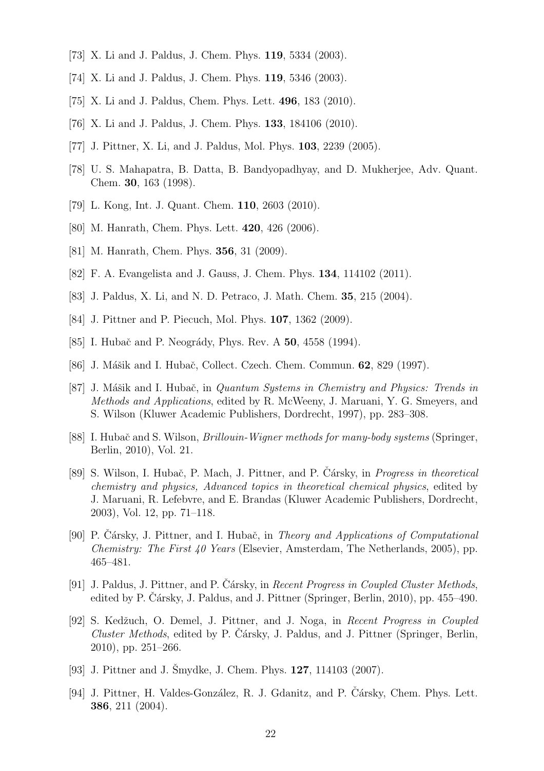[73] X. Li and J. Paldus, J. Chem. Phys. **119**, 5334 (2003).

[74] X. Li and J. Paldus, J. Chem. Phys. **119**, 5346 (2003).

[75] X. Li and J. Paldus, Chem. Phys. Lett. **496**, 183 (2010).

[76] X. Li and J. Paldus, J. Chem. Phys. **133**, 184106 (2010).

[77] J. Pittner, X. Li, and J. Paldus, Mol. Phys. **103**, 2239 (2005).

[78] U. S. Mahapatra, B. Datta, B. Bandyopadhyay, and D. Mukherjee, Adv. Quant. Chem. **30**, 163 (1998).

[79] L. Kong, Int. J. Quant. Chem. **110**, 2603 (2010).

[80] M. Hanrath, Chem. Phys. Lett. **420**, 426 (2006).

[81] M. Hanrath, Chem. Phys. **356**, 31 (2009).

[82] F. A. Evangelista and J. Gauss, J. Chem. Phys. **134**, 114102 (2011).

[83] J. Paldus, X. Li, and N. D. Petraco, J. Math. Chem. **35**, 215 (2004).

[84] J. Pittner and P. Piecuch, Mol. Phys. **107**, 1362 (2009).

[85] I. Hubač and P. Neogrády, Phys. Rev. A **50**, 4558 (1994).

[86] J. Mášik and I. Hubač, Collect. Czech. Chem. Commun. **62**, 829 (1997).

[87] J. Mášik and I. Hubač, in *Quantum Systems in Chemistry and Physics: Trends in Methods and Applications*, edited by R. McWeeny, J. Maruani, Y. G. Smeyers, and S. Wilson (Kluwer Academic Publishers, Dordrecht, 1997), pp. 283–308.

[88] I. Hubač and S. Wilson, *Brillouin-Wigner methods for many-body systems* (Springer, Berlin, 2010), Vol. 21.

[89] S. Wilson, I. Hubač, P. Mach, J. Pittner, and P. Čársky, in *Progress in theoretical chemistry and physics, Advanced topics in theoretical chemical physics*, edited by J. Maruani, R. Lefebvre, and E. Brandas (Kluwer Academic Publishers, Dordrecht, 2003), Vol. 12, pp. 71–118.

[90] P. Čársky, J. Pittner, and I. Hubač, in *Theory and Applications of Computational Chemistry: The First 40 Years* (Elsevier, Amsterdam, The Netherlands, 2005), pp. 465–481.

[91] J. Paldus, J. Pittner, and P. Čársky, in *Recent Progress in Coupled Cluster Methods*, edited by P. Čársky, J. Paldus, and J. Pittner (Springer, Berlin, 2010), pp. 455–490.

[92] S. Kedžuch, O. Demel, J. Pittner, and J. Noga, in *Recent Progress in Coupled Cluster Methods*, edited by P. Čársky, J. Paldus, and J. Pittner (Springer, Berlin, 2010), pp. 251–266.

[93] J. Pittner and J. Šmydke, J. Chem. Phys. **127**, 114103 (2007).

[94] J. Pittner, H. Valdes-González, R. J. Gdanitz, and P. Čársky, Chem. Phys. Lett. **386**, 211 (2004).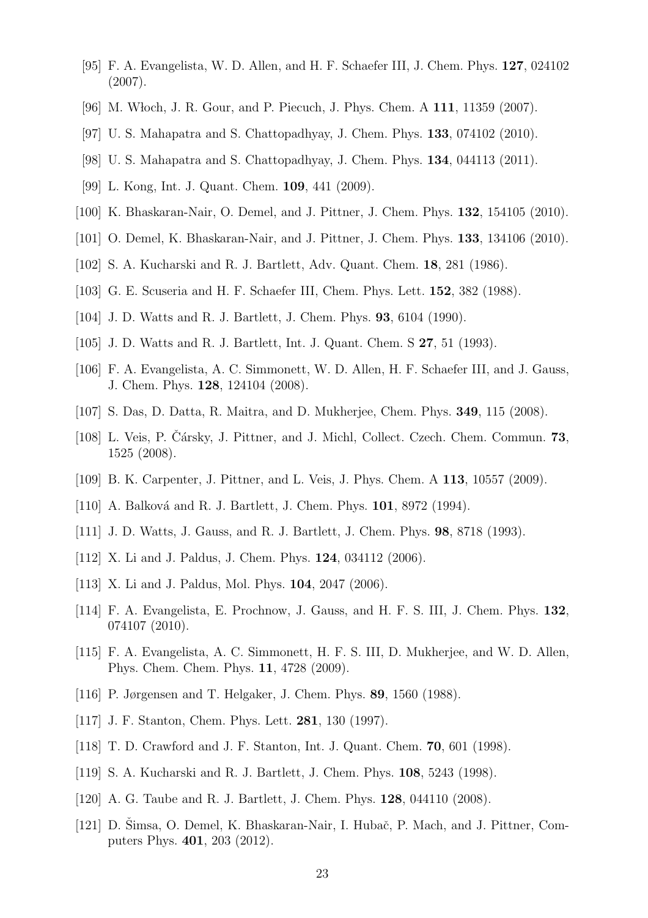[95] F. A. Evangelista, W. D. Allen, and H. F. Schaefer III, J. Chem. Phys. **127**, 024102 (2007).

[96] M. Włoch, J. R. Gour, and P. Piecuch, J. Phys. Chem. A **111**, 11359 (2007).

[97] U. S. Mahapatra and S. Chattopadhyay, J. Chem. Phys. **133**, 074102 (2010).

[98] U. S. Mahapatra and S. Chattopadhyay, J. Chem. Phys. **134**, 044113 (2011).

[99] L. Kong, Int. J. Quant. Chem. **109**, 441 (2009).

[100] K. Bhaskaran-Nair, O. Demel, and J. Pittner, J. Chem. Phys. **132**, 154105 (2010).

[101] O. Demel, K. Bhaskaran-Nair, and J. Pittner, J. Chem. Phys. **133**, 134106 (2010).

[102] S. A. Kucharski and R. J. Bartlett, Adv. Quant. Chem. **18**, 281 (1986).

[103] G. E. Scuseria and H. F. Schaefer III, Chem. Phys. Lett. **152**, 382 (1988).

[104] J. D. Watts and R. J. Bartlett, J. Chem. Phys. **93**, 6104 (1990).

[105] J. D. Watts and R. J. Bartlett, Int. J. Quant. Chem. S **27**, 51 (1993).

[106] F. A. Evangelista, A. C. Simmonett, W. D. Allen, H. F. Schaefer III, and J. Gauss, J. Chem. Phys. **128**, 124104 (2008).

[107] S. Das, D. Datta, R. Maitra, and D. Mukherjee, Chem. Phys. **349**, 115 (2008).

[108] L. Veis, P. Čársky, J. Pittner, and J. Michl, Collect. Czech. Chem. Commun. **73**, 1525 (2008).

[109] B. K. Carpenter, J. Pittner, and L. Veis, J. Phys. Chem. A **113**, 10557 (2009).

[110] A. Balková and R. J. Bartlett, J. Chem. Phys. **101**, 8972 (1994).

[111] J. D. Watts, J. Gauss, and R. J. Bartlett, J. Chem. Phys. **98**, 8718 (1993).

[112] X. Li and J. Paldus, J. Chem. Phys. **124**, 034112 (2006).

[113] X. Li and J. Paldus, Mol. Phys. **104**, 2047 (2006).

[114] F. A. Evangelista, E. Prochnow, J. Gauss, and H. F. S. III, J. Chem. Phys. **132**, 074107 (2010).

[115] F. A. Evangelista, A. C. Simmonett, H. F. S. III, D. Mukherjee, and W. D. Allen, Phys. Chem. Chem. Phys. **11**, 4728 (2009).

[116] P. Jørgensen and T. Helgaker, J. Chem. Phys. **89**, 1560 (1988).

[117] J. F. Stanton, Chem. Phys. Lett. **281**, 130 (1997).

[118] T. D. Crawford and J. F. Stanton, Int. J. Quant. Chem. **70**, 601 (1998).

[119] S. A. Kucharski and R. J. Bartlett, J. Chem. Phys. **108**, 5243 (1998).

[120] A. G. Taube and R. J. Bartlett, J. Chem. Phys. **128**, 044110 (2008).

[121] D. Šimsa, O. Demel, K. Bhaskaran-Nair, I. Hubač, P. Mach, and J. Pittner, Computers Phys. **401**, 203 (2012).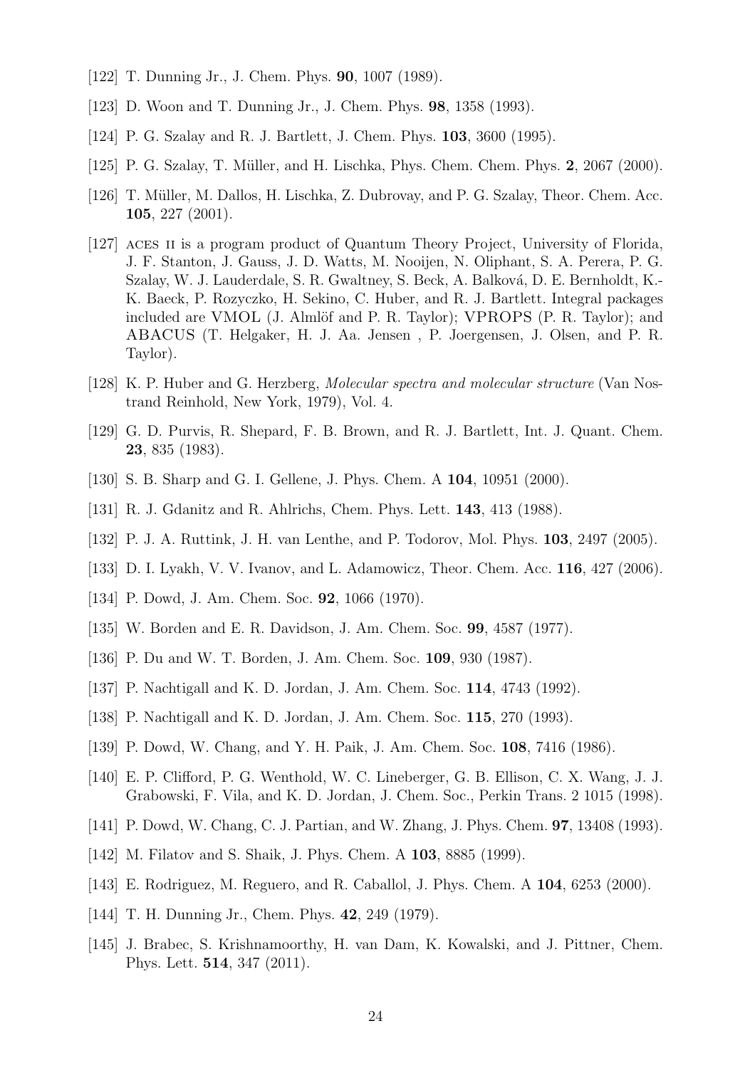[122] T. Dunning Jr., J. Chem. Phys. **90**, 1007 (1989).

[123] D. Woon and T. Dunning Jr., J. Chem. Phys. **98**, 1358 (1993).

[124] P. G. Szalay and R. J. Bartlett, J. Chem. Phys. **103**, 3600 (1995).

[125] P. G. Szalay, T. Müller, and H. Lischka, Phys. Chem. Chem. Phys. **2**, 2067 (2000).

[126] T. Müller, M. Dallos, H. Lischka, Z. Dubrovay, and P. G. Szalay, Theor. Chem. Acc. **105**, 227 (2001).

[127] ACES II is a program product of Quantum Theory Project, University of Florida, J. F. Stanton, J. Gauss, J. D. Watts, M. Nooijen, N. Oliphant, S. A. Perera, P. G. Szalay, W. J. Lauderdale, S. R. Gwaltney, S. Beck, A. Balková, D. E. Bernholdt, K.-K. Baeck, P. Rozyczko, H. Sekino, C. Huber, and R. J. Bartlett. Integral packages included are VMOL (J. Almlöf and P. R. Taylor); VPROPS (P. R. Taylor); and ABACUS (T. Helgaker, H. J. Aa. Jensen , P. Joergensen, J. Olsen, and P. R. Taylor).

[128] K. P. Huber and G. Herzberg, *Molecular spectra and molecular structure* (Van Nostrand Reinhold, New York, 1979), Vol. 4.

[129] G. D. Purvis, R. Shepard, F. B. Brown, and R. J. Bartlett, Int. J. Quant. Chem. **23**, 835 (1983).

[130] S. B. Sharp and G. I. Gellene, J. Phys. Chem. A **104**, 10951 (2000).

[131] R. J. Gdanitz and R. Ahlrichs, Chem. Phys. Lett. **143**, 413 (1988).

[132] P. J. A. Ruttink, J. H. van Lenthe, and P. Todorov, Mol. Phys. **103**, 2497 (2005).

[133] D. I. Lyakh, V. V. Ivanov, and L. Adamowicz, Theor. Chem. Acc. **116**, 427 (2006).

[134] P. Dowd, J. Am. Chem. Soc. **92**, 1066 (1970).

[135] W. Borden and E. R. Davidson, J. Am. Chem. Soc. **99**, 4587 (1977).

[136] P. Du and W. T. Borden, J. Am. Chem. Soc. **109**, 930 (1987).

[137] P. Nachtigall and K. D. Jordan, J. Am. Chem. Soc. **114**, 4743 (1992).

[138] P. Nachtigall and K. D. Jordan, J. Am. Chem. Soc. **115**, 270 (1993).

[139] P. Dowd, W. Chang, and Y. H. Paik, J. Am. Chem. Soc. **108**, 7416 (1986).

[140] E. P. Clifford, P. G. Wenthold, W. C. Lineberger, G. B. Ellison, C. X. Wang, J. J. Grabowski, F. Vila, and K. D. Jordan, J. Chem. Soc., Perkin Trans. 2 1015 (1998).

[141] P. Dowd, W. Chang, C. J. Partian, and W. Zhang, J. Phys. Chem. **97**, 13408 (1993).

[142] M. Filatov and S. Shaik, J. Phys. Chem. A **103**, 8885 (1999).

[143] E. Rodriguez, M. Reguero, and R. Caballol, J. Phys. Chem. A **104**, 6253 (2000).

[144] T. H. Dunning Jr., Chem. Phys. **42**, 249 (1979).

[145] J. Brabec, S. Krishnamoorthy, H. van Dam, K. Kowalski, and J. Pittner, Chem. Phys. Lett. **514**, 347 (2011).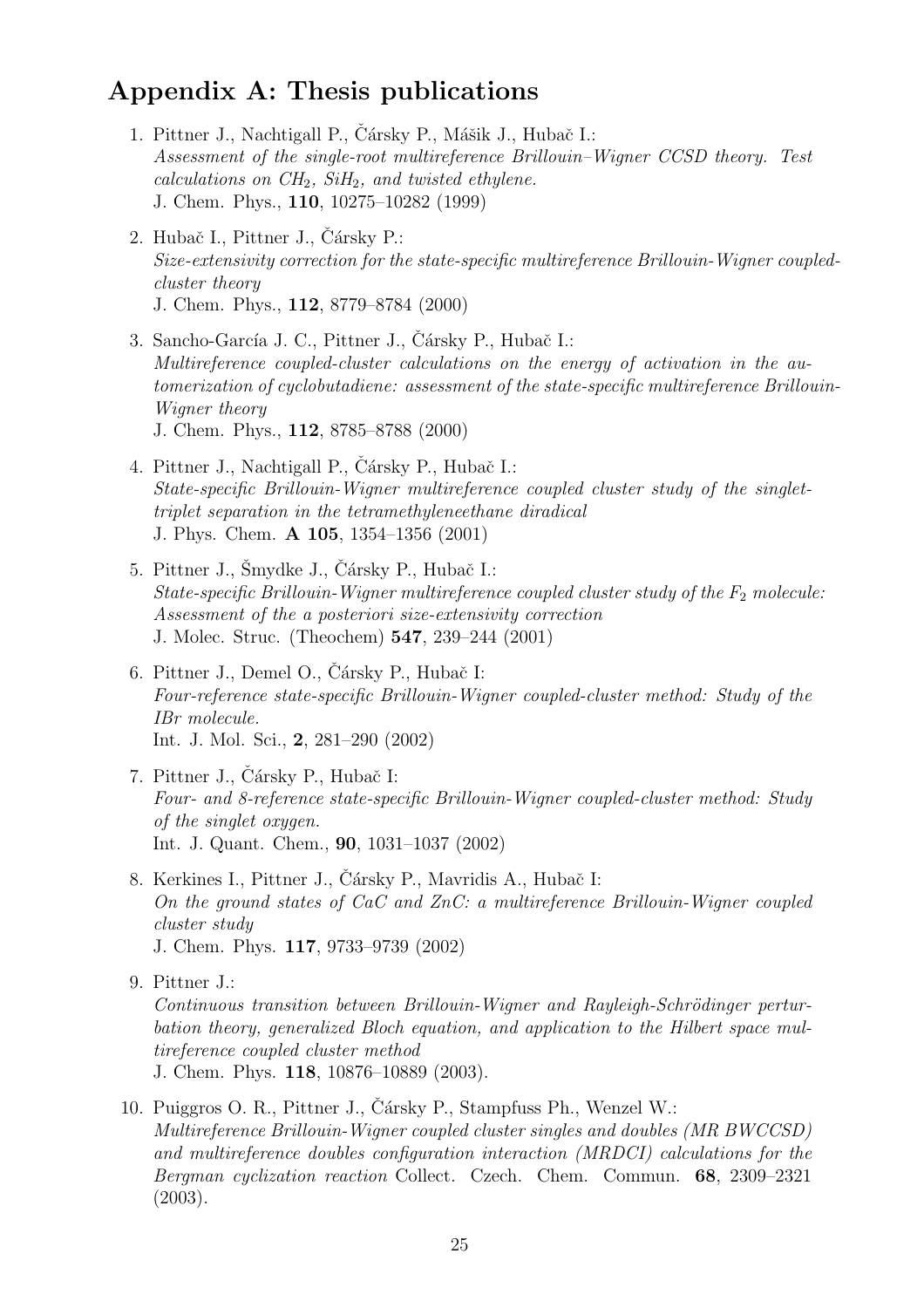## Appendix A: Thesis publications

1. Pittner J., Nachtigall P., Čársky P., Mášik J., Hubač I.:
   *Assessment of the single-root multireference Brillouin–Wigner CCSD theory. Test calculations on $CH_2$, $SiH_2$, and twisted ethylene.*
   J. Chem. Phys., **110**, 10275–10282 (1999)

2. Hubač I., Pittner J., Čársky P.:
   *Size-extensivity correction for the state-specific multireference Brillouin-Wigner coupled-cluster theory*
   J. Chem. Phys., **112**, 8779–8784 (2000)

3. Sancho-García J. C., Pittner J., Čársky P., Hubač I.:
   *Multireference coupled-cluster calculations on the energy of activation in the automerization of cyclobutadiene: assessment of the state-specific multireference Brillouin-Wigner theory*
   J. Chem. Phys., **112**, 8785–8788 (2000)

4. Pittner J., Nachtigall P., Čársky P., Hubač I.:
   *State-specific Brillouin-Wigner multireference coupled cluster study of the singlet-triplet separation in the tetramethyleneethane diradical*
   J. Phys. Chem. **A 105**, 1354–1356 (2001)

5. Pittner J., Šmydke J., Čársky P., Hubač I.:
   *State-specific Brillouin-Wigner multireference coupled cluster study of the $F_2$ molecule: Assessment of the a posteriori size-extensivity correction*
   J. Molec. Struc. (Theochem) **547**, 239–244 (2001)

6. Pittner J., Demel O., Čársky P., Hubač I:
   *Four-reference state-specific Brillouin-Wigner coupled-cluster method: Study of the IBr molecule.*
   Int. J. Mol. Sci., **2**, 281–290 (2002)

7. Pittner J., Čársky P., Hubač I:
   *Four- and 8-reference state-specific Brillouin-Wigner coupled-cluster method: Study of the singlet oxygen.*
   Int. J. Quant. Chem., **90**, 1031–1037 (2002)

8. Kerkines I., Pittner J., Čársky P., Mavridis A., Hubač I:
   *On the ground states of CaC and ZnC: a multireference Brillouin-Wigner coupled cluster study*
   J. Chem. Phys. **117**, 9733–9739 (2002)

9. Pittner J.:
   *Continuous transition between Brillouin-Wigner and Rayleigh-Schrödinger perturbation theory, generalized Bloch equation, and application to the Hilbert space multireference coupled cluster method*
   J. Chem. Phys. **118**, 10876–10889 (2003).

10. Puiggros O. R., Pittner J., Čársky P., Stampfuss Ph., Wenzel W.:
    *Multireference Brillouin-Wigner coupled cluster singles and doubles (MR BWCCSD) and multireference doubles configuration interaction (MRDCI) calculations for the Bergman cyclization reaction* Collect. Czech. Chem. Commun. **68**, 2309–2321 (2003).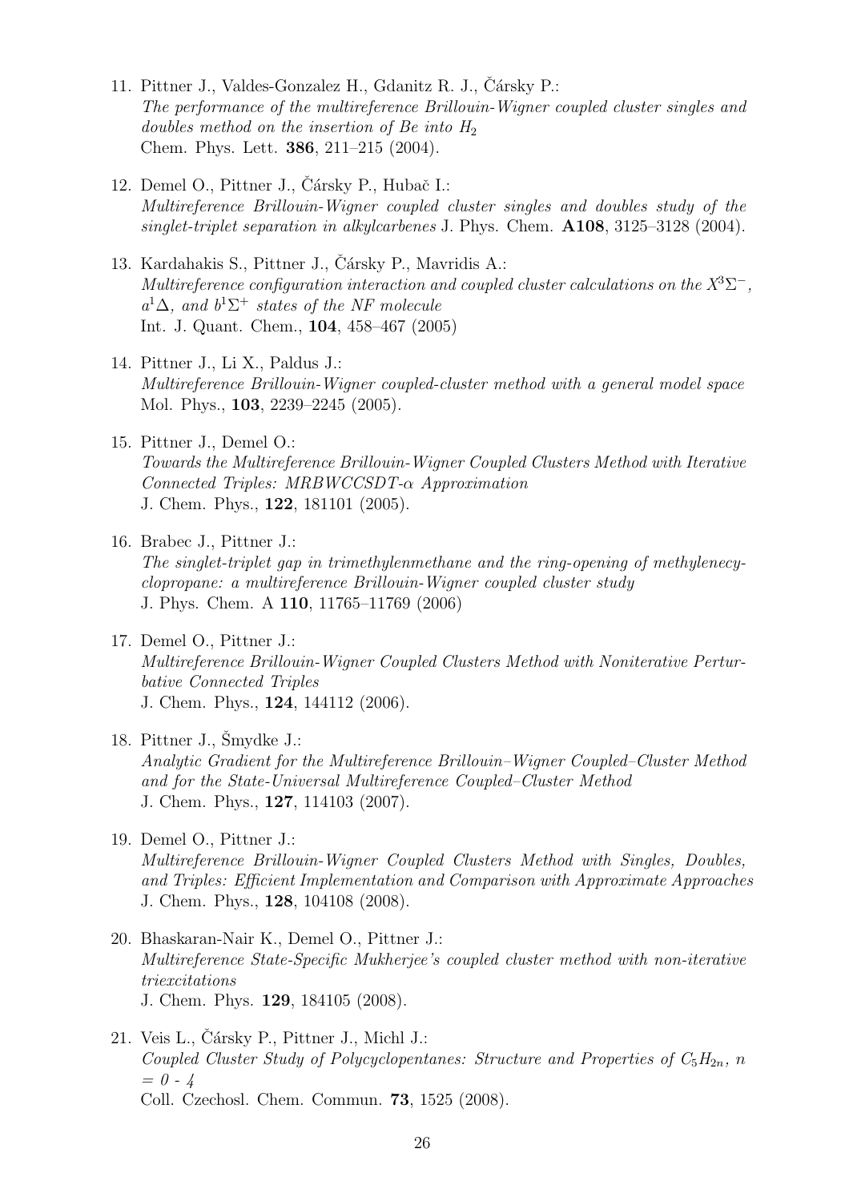11. Pittner J., Valdes-Gonzalez H., Gdanitz R. J., Čársky P.:
    *The performance of the multireference Brillouin-Wigner coupled cluster singles and doubles method on the insertion of Be into $H_2$*
    Chem. Phys. Lett. **386**, 211–215 (2004).

12. Demel O., Pittner J., Čársky P., Hubač I.:
    *Multireference Brillouin-Wigner coupled cluster singles and doubles study of the singlet-triplet separation in alkylcarbenes* J. Phys. Chem. **A108**, 3125–3128 (2004).

13. Kardahakis S., Pittner J., Čársky P., Mavridis A.:
    *Multireference configuration interaction and coupled cluster calculations on the $X^3\Sigma^-$, $a^1\Delta$, and $b^1\Sigma^+$ states of the NF molecule*
    Int. J. Quant. Chem., **104**, 458–467 (2005)

14. Pittner J., Li X., Paldus J.:
    *Multireference Brillouin-Wigner coupled-cluster method with a general model space*
    Mol. Phys., **103**, 2239–2245 (2005).

15. Pittner J., Demel O.:
    *Towards the Multireference Brillouin-Wigner Coupled Clusters Method with Iterative Connected Triples: MRBWCCSDT-$\alpha$ Approximation*
    J. Chem. Phys., **122**, 181101 (2005).

16. Brabec J., Pittner J.:
    *The singlet-triplet gap in trimethylenmethane and the ring-opening of methylenecyclopropane: a multireference Brillouin-Wigner coupled cluster study*
    J. Phys. Chem. A **110**, 11765–11769 (2006)

17. Demel O., Pittner J.:
    *Multireference Brillouin-Wigner Coupled Clusters Method with Noniterative Perturbative Connected Triples*
    J. Chem. Phys., **124**, 144112 (2006).

18. Pittner J., Šmydke J.:
    *Analytic Gradient for the Multireference Brillouin–Wigner Coupled–Cluster Method and for the State-Universal Multireference Coupled–Cluster Method*
    J. Chem. Phys., **127**, 114103 (2007).

19. Demel O., Pittner J.:
    *Multireference Brillouin-Wigner Coupled Clusters Method with Singles, Doubles, and Triples: Efficient Implementation and Comparison with Approximate Approaches*
    J. Chem. Phys., **128**, 104108 (2008).

20. Bhaskaran-Nair K., Demel O., Pittner J.:
    *Multireference State-Specific Mukherjee's coupled cluster method with non-iterative triexcitations*
    J. Chem. Phys. **129**, 184105 (2008).

21. Veis L., Čársky P., Pittner J., Michl J.:
    *Coupled Cluster Study of Polycyclopentanes: Structure and Properties of $C_5H_{2n}$, $n = 0$ - $4$*
    Coll. Czechosl. Chem. Commun. **73**, 1525 (2008).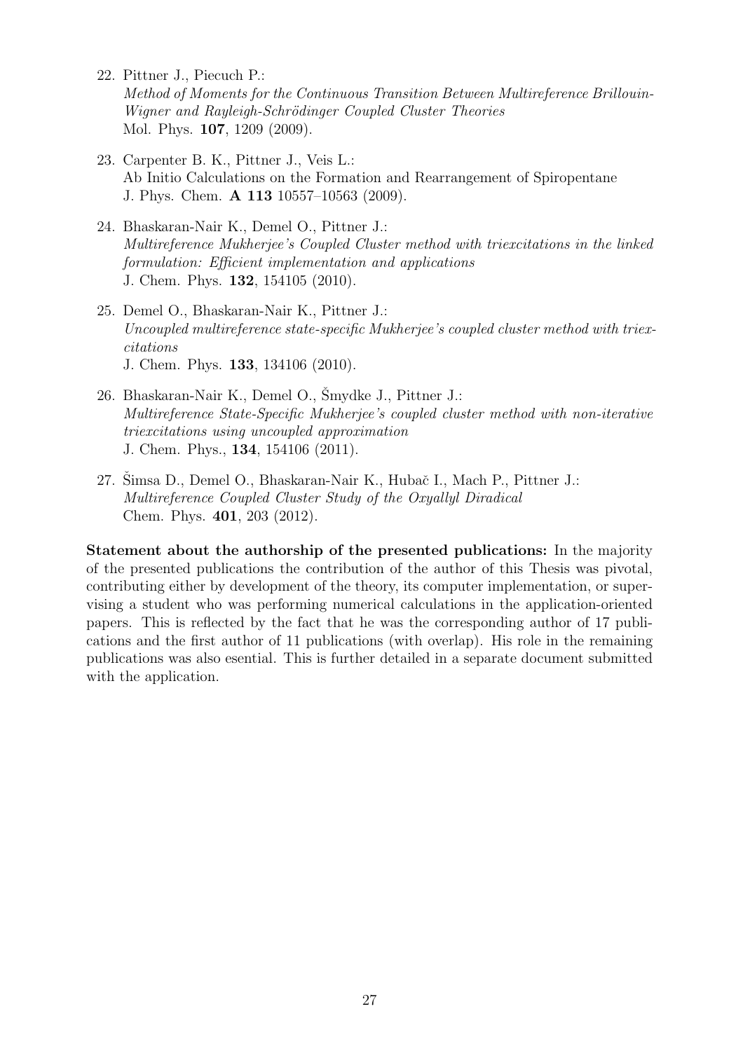22. Pittner J., Piecuch P.:
    *Method of Moments for the Continuous Transition Between Multireference Brillouin-Wigner and Rayleigh-Schrödinger Coupled Cluster Theories*
    Mol. Phys. **107**, 1209 (2009).

23. Carpenter B. K., Pittner J., Veis L.:
    Ab Initio Calculations on the Formation and Rearrangement of Spiropentane
    J. Phys. Chem. **A 113** 10557–10563 (2009).

24. Bhaskaran-Nair K., Demel O., Pittner J.:
    *Multireference Mukherjee's Coupled Cluster method with triexcitations in the linked formulation: Efficient implementation and applications*
    J. Chem. Phys. **132**, 154105 (2010).

25. Demel O., Bhaskaran-Nair K., Pittner J.:
    *Uncoupled multireference state-specific Mukherjee's coupled cluster method with triexcitations*
    J. Chem. Phys. **133**, 134106 (2010).

26. Bhaskaran-Nair K., Demel O., Šmydke J., Pittner J.:
    *Multireference State-Specific Mukherjee's coupled cluster method with non-iterative triexcitations using uncoupled approximation*
    J. Chem. Phys., **134**, 154106 (2011).

27. Šimsa D., Demel O., Bhaskaran-Nair K., Hubač I., Mach P., Pittner J.:
    *Multireference Coupled Cluster Study of the Oxyallyl Diradical*
    Chem. Phys. **401**, 203 (2012).

**Statement about the authorship of the presented publications:** In the majority of the presented publications the contribution of the author of this Thesis was pivotal, contributing either by development of the theory, its computer implementation, or supervising a student who was performing numerical calculations in the application-oriented papers. This is reflected by the fact that he was the corresponding author of 17 publications and the first author of 11 publications (with overlap). His role in the remaining publications was also esential. This is further detailed in a separate document submitted with the application.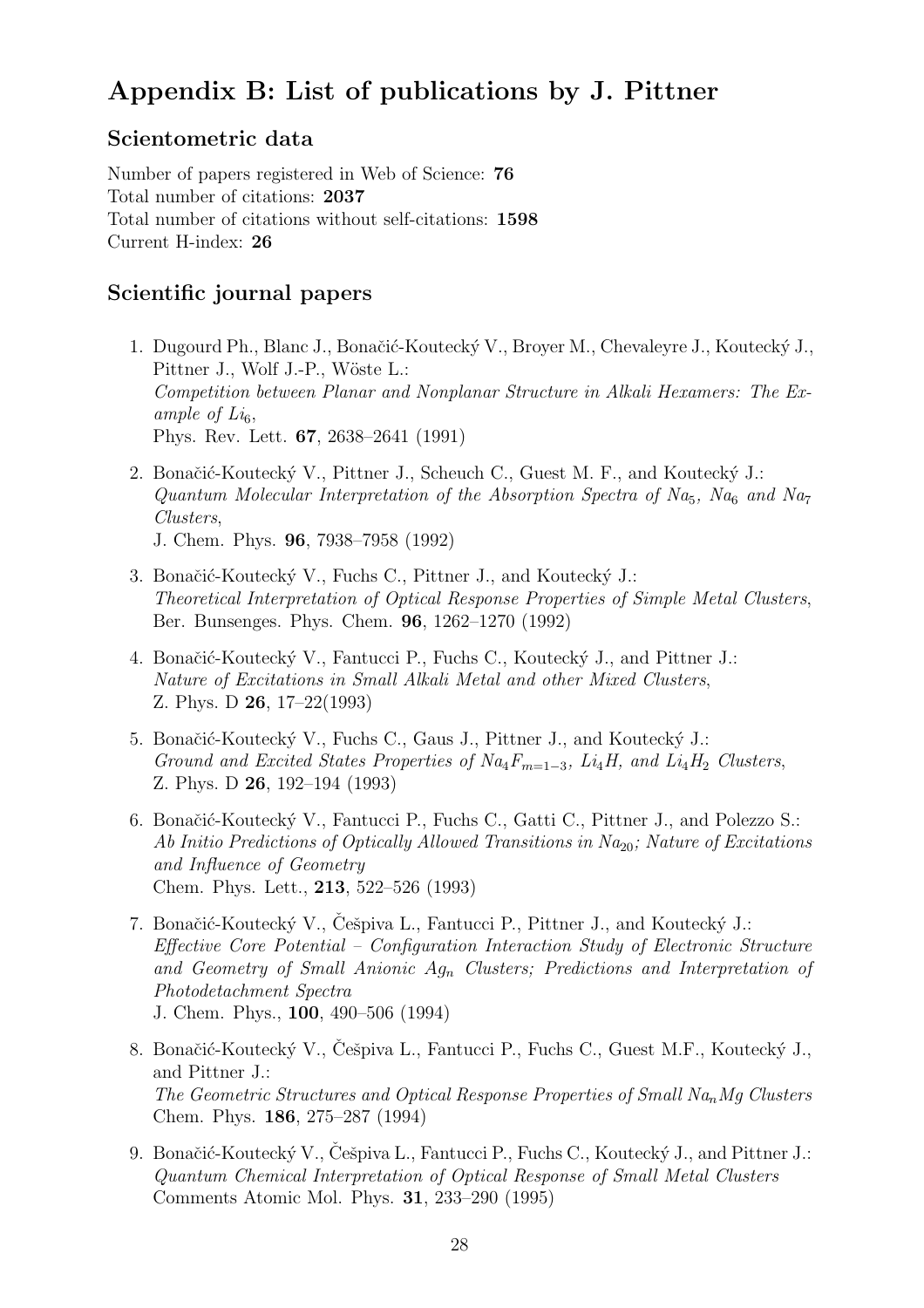## Appendix B: List of publications by J. Pittner

### Scientometric data

Number of papers registered in Web of Science: **76**
Total number of citations: **2037**
Total number of citations without self-citations: **1598**
Current H-index: **26**

### Scientific journal papers

1. Dugourd Ph., Blanc J., Bonačić-Koutecký V., Broyer M., Chevaleyre J., Koutecký J., Pittner J., Wolf J.-P., Wöste L.:
*Competition between Planar and Nonplanar Structure in Alkali Hexamers: The Example of $Li_6$*,
Phys. Rev. Lett. **67**, 2638–2641 (1991)

2. Bonačić-Koutecký V., Pittner J., Scheuch C., Guest M. F., and Koutecký J.:
*Quantum Molecular Interpretation of the Absorption Spectra of $Na_5$, $Na_6$ and $Na_7$ Clusters*,
J. Chem. Phys. **96**, 7938–7958 (1992)

3. Bonačić-Koutecký V., Fuchs C., Pittner J., and Koutecký J.:
*Theoretical Interpretation of Optical Response Properties of Simple Metal Clusters*,
Ber. Bunsenges. Phys. Chem. **96**, 1262–1270 (1992)

4. Bonačić-Koutecký V., Fantucci P., Fuchs C., Koutecký J., and Pittner J.:
*Nature of Excitations in Small Alkali Metal and other Mixed Clusters*,
Z. Phys. D **26**, 17–22(1993)

5. Bonačić-Koutecký V., Fuchs C., Gaus J., Pittner J., and Koutecký J.:
*Ground and Excited States Properties of $Na_4F_{m=1-3}$, $Li_4H$, and $Li_4H_2$ Clusters*,
Z. Phys. D **26**, 192–194 (1993)

6. Bonačić-Koutecký V., Fantucci P., Fuchs C., Gatti C., Pittner J., and Polezzo S.:
*Ab Initio Predictions of Optically Allowed Transitions in $Na_{20}$; Nature of Excitations and Influence of Geometry*
Chem. Phys. Lett., **213**, 522–526 (1993)

7. Bonačić-Koutecký V., Češpiva L., Fantucci P., Pittner J., and Koutecký J.:
*Effective Core Potential – Configuration Interaction Study of Electronic Structure and Geometry of Small Anionic $Ag_n$ Clusters; Predictions and Interpretation of Photodetachment Spectra*
J. Chem. Phys., **100**, 490–506 (1994)

8. Bonačić-Koutecký V., Češpiva L., Fantucci P., Fuchs C., Guest M.F., Koutecký J., and Pittner J.:
*The Geometric Structures and Optical Response Properties of Small $Na_nMg$ Clusters*
Chem. Phys. **186**, 275–287 (1994)

9. Bonačić-Koutecký V., Češpiva L., Fantucci P., Fuchs C., Koutecký J., and Pittner J.:
*Quantum Chemical Interpretation of Optical Response of Small Metal Clusters*
Comments Atomic Mol. Phys. **31**, 233–290 (1995)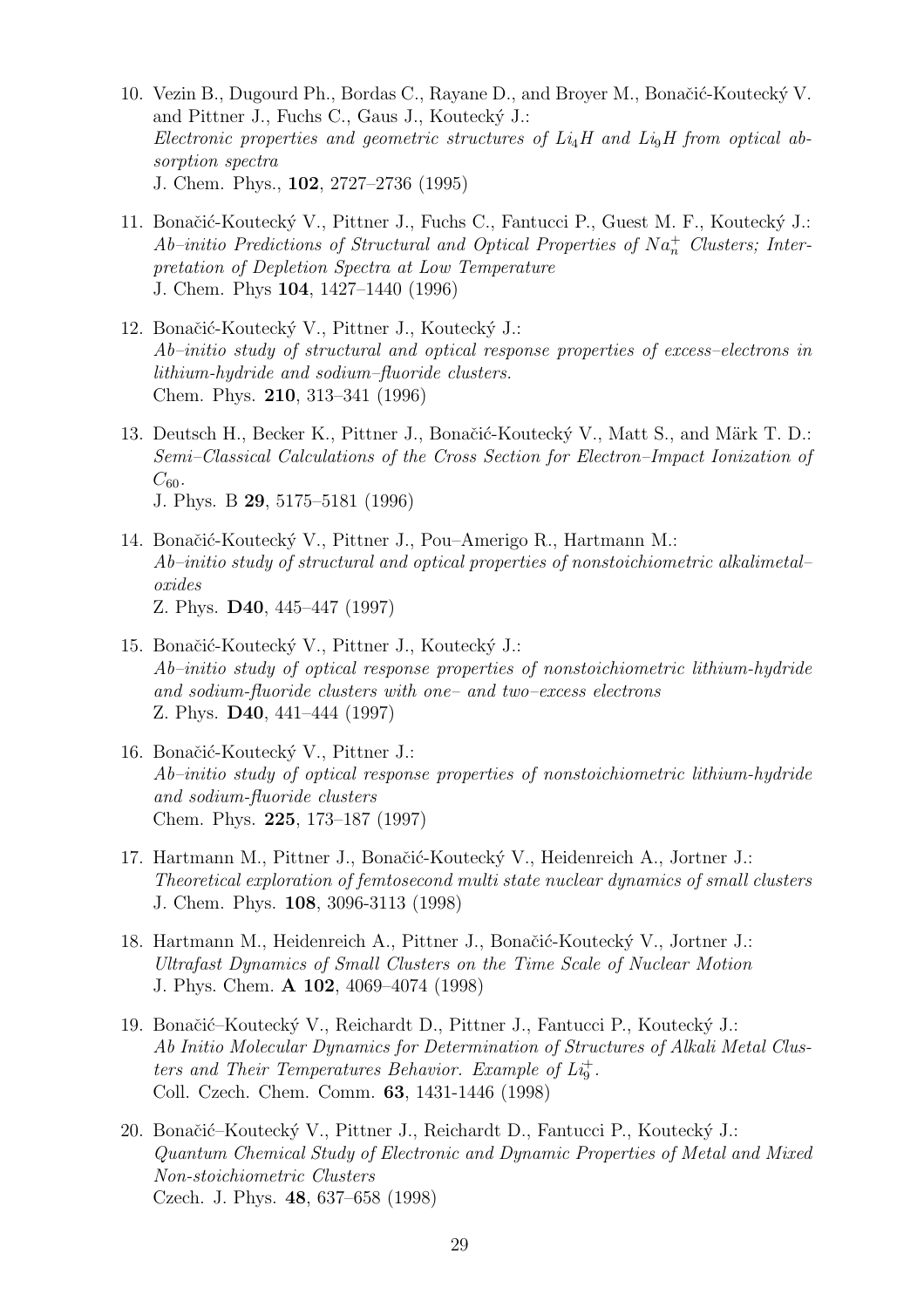10. Vezin B., Dugourd Ph., Bordas C., Rayane D., and Broyer M., Bonačić-Koutecký V. and Pittner J., Fuchs C., Gaus J., Koutecký J.:
    *Electronic properties and geometric structures of $Li_4H$ and $Li_9H$ from optical absorption spectra*
    J. Chem. Phys., **102**, 2727–2736 (1995)

11. Bonačić-Koutecký V., Pittner J., Fuchs C., Fantucci P., Guest M. F., Koutecký J.:
    *Ab–initio Predictions of Structural and Optical Properties of $Na_n^+$ Clusters; Interpretation of Depletion Spectra at Low Temperature*
    J. Chem. Phys **104**, 1427–1440 (1996)

12. Bonačić-Koutecký V., Pittner J., Koutecký J.:
    *Ab–initio study of structural and optical response properties of excess–electrons in lithium-hydride and sodium–fluoride clusters.*
    Chem. Phys. **210**, 313–341 (1996)

13. Deutsch H., Becker K., Pittner J., Bonačić-Koutecký V., Matt S., and Märk T. D.:
    *Semi–Classical Calculations of the Cross Section for Electron–Impact Ionization of $C_{60}$.*
    J. Phys. B **29**, 5175–5181 (1996)

14. Bonačić-Koutecký V., Pittner J., Pou–Amerigo R., Hartmann M.:
    *Ab–initio study of structural and optical properties of nonstoichiometric alkalimetal–oxides*
    Z. Phys. **D40**, 445–447 (1997)

15. Bonačić-Koutecký V., Pittner J., Koutecký J.:
    *Ab–initio study of optical response properties of nonstoichiometric lithium-hydride and sodium-fluoride clusters with one– and two–excess electrons*
    Z. Phys. **D40**, 441–444 (1997)

16. Bonačić-Koutecký V., Pittner J.:
    *Ab–initio study of optical response properties of nonstoichiometric lithium-hydride and sodium-fluoride clusters*
    Chem. Phys. **225**, 173–187 (1997)

17. Hartmann M., Pittner J., Bonačić-Koutecký V., Heidenreich A., Jortner J.:
    *Theoretical exploration of femtosecond multi state nuclear dynamics of small clusters*
    J. Chem. Phys. **108**, 3096-3113 (1998)

18. Hartmann M., Heidenreich A., Pittner J., Bonačić-Koutecký V., Jortner J.:
    *Ultrafast Dynamics of Small Clusters on the Time Scale of Nuclear Motion*
    J. Phys. Chem. **A 102**, 4069–4074 (1998)

19. Bonačić–Koutecký V., Reichardt D., Pittner J., Fantucci P., Koutecký J.:
    *Ab Initio Molecular Dynamics for Determination of Structures of Alkali Metal Clusters and Their Temperatures Behavior. Example of $Li_9^+$.*
    Coll. Czech. Chem. Comm. **63**, 1431-1446 (1998)

20. Bonačić–Koutecký V., Pittner J., Reichardt D., Fantucci P., Koutecký J.:
    *Quantum Chemical Study of Electronic and Dynamic Properties of Metal and Mixed Non-stoichiometric Clusters*
    Czech. J. Phys. **48**, 637–658 (1998)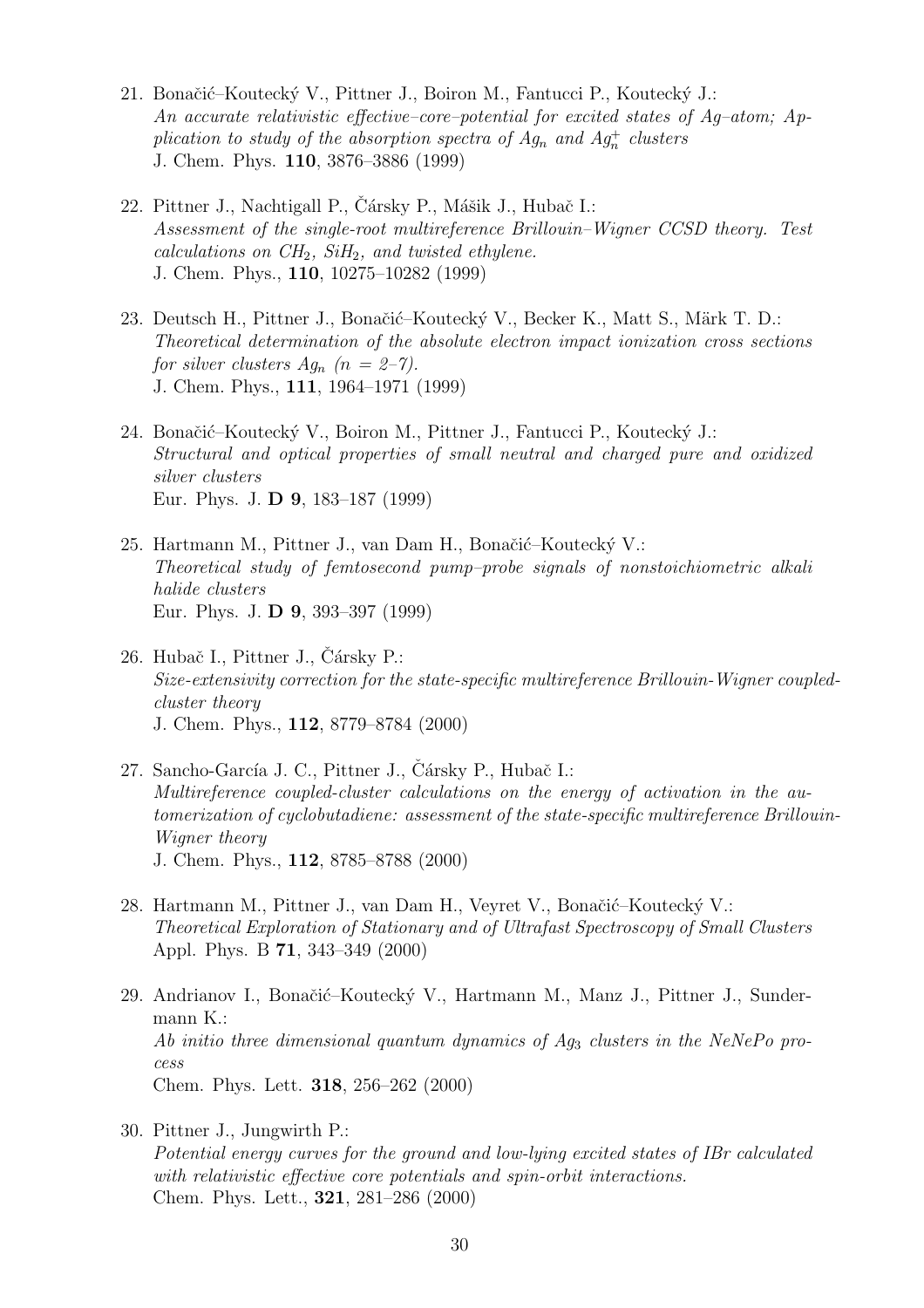21. Bonačić–Koutecký V., Pittner J., Boiron M., Fantucci P., Koutecký J.:
*An accurate relativistic effective–core–potential for excited states of Ag–atom; Application to study of the absorption spectra of $Ag_n$ and $Ag_n^+$ clusters*
J. Chem. Phys. **110**, 3876–3886 (1999)

22. Pittner J., Nachtigall P., Čársky P., Mášik J., Hubač I.:
*Assessment of the single-root multireference Brillouin–Wigner CCSD theory. Test calculations on $CH_2$, $SiH_2$, and twisted ethylene.*
J. Chem. Phys., **110**, 10275–10282 (1999)

23. Deutsch H., Pittner J., Bonačić–Koutecký V., Becker K., Matt S., Märk T. D.:
*Theoretical determination of the absolute electron impact ionization cross sections for silver clusters $Ag_n$ ($n = 2$–$7$).*
J. Chem. Phys., **111**, 1964–1971 (1999)

24. Bonačić–Koutecký V., Boiron M., Pittner J., Fantucci P., Koutecký J.:
*Structural and optical properties of small neutral and charged pure and oxidized silver clusters*
Eur. Phys. J. **D 9**, 183–187 (1999)

25. Hartmann M., Pittner J., van Dam H., Bonačić–Koutecký V.:
*Theoretical study of femtosecond pump–probe signals of nonstoichiometric alkali halide clusters*
Eur. Phys. J. **D 9**, 393–397 (1999)

26. Hubač I., Pittner J., Čársky P.:
*Size-extensivity correction for the state-specific multireference Brillouin-Wigner coupled-cluster theory*
J. Chem. Phys., **112**, 8779–8784 (2000)

27. Sancho-García J. C., Pittner J., Čársky P., Hubač I.:
*Multireference coupled-cluster calculations on the energy of activation in the automerization of cyclobutadiene: assessment of the state-specific multireference Brillouin-Wigner theory*
J. Chem. Phys., **112**, 8785–8788 (2000)

28. Hartmann M., Pittner J., van Dam H., Veyret V., Bonačić–Koutecký V.:
*Theoretical Exploration of Stationary and of Ultrafast Spectroscopy of Small Clusters*
Appl. Phys. B **71**, 343–349 (2000)

29. Andrianov I., Bonačić–Koutecký V., Hartmann M., Manz J., Pittner J., Sundermann K.:
*Ab initio three dimensional quantum dynamics of $Ag_3$ clusters in the NeNePo process*
Chem. Phys. Lett. **318**, 256–262 (2000)

30. Pittner J., Jungwirth P.:
*Potential energy curves for the ground and low-lying excited states of IBr calculated with relativistic effective core potentials and spin-orbit interactions.*
Chem. Phys. Lett., **321**, 281–286 (2000)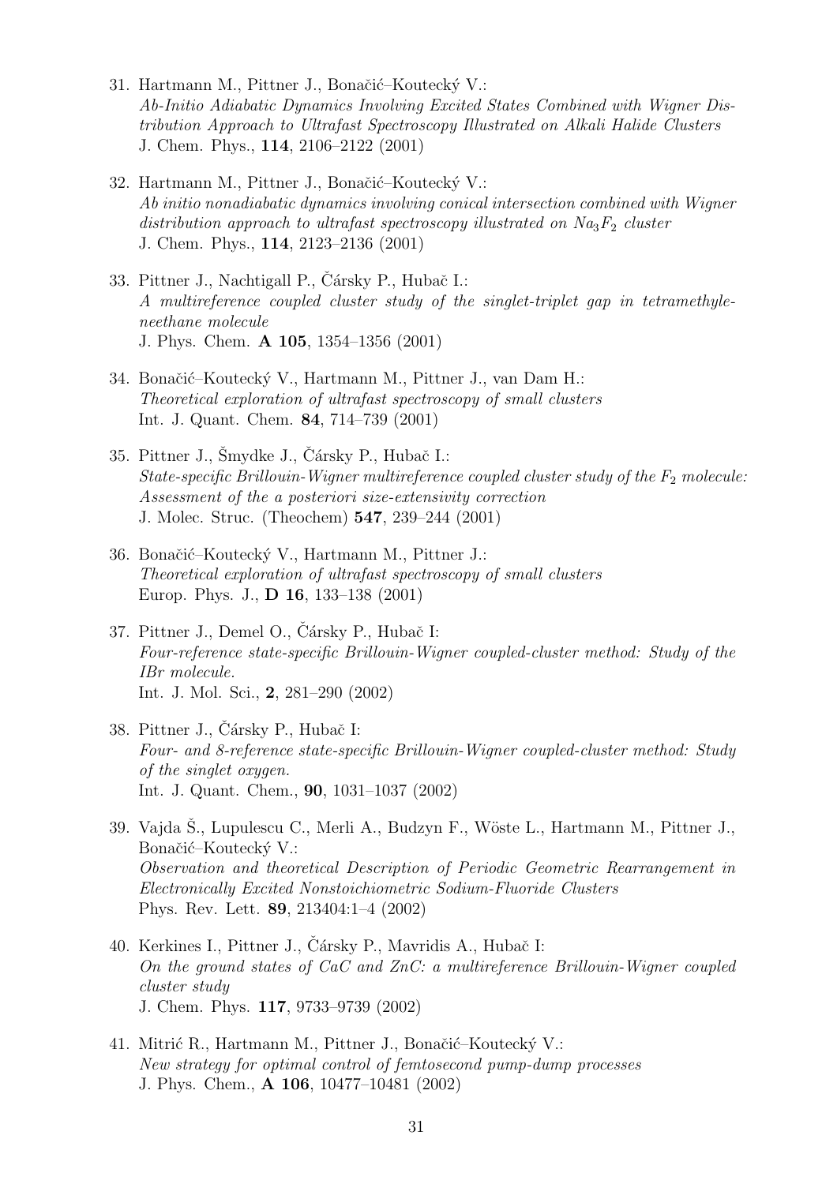31. Hartmann M., Pittner J., Bonačić–Koutecký V.:
*Ab-Initio Adiabatic Dynamics Involving Excited States Combined with Wigner Distribution Approach to Ultrafast Spectroscopy Illustrated on Alkali Halide Clusters*
J. Chem. Phys., **114**, 2106–2122 (2001)

32. Hartmann M., Pittner J., Bonačić–Koutecký V.:
*Ab initio nonadiabatic dynamics involving conical intersection combined with Wigner distribution approach to ultrafast spectroscopy illustrated on $Na_3F_2$ cluster*
J. Chem. Phys., **114**, 2123–2136 (2001)

33. Pittner J., Nachtigall P., Čársky P., Hubač I.:
*A multireference coupled cluster study of the singlet-triplet gap in tetramethyleneethane molecule*
J. Phys. Chem. **A 105**, 1354–1356 (2001)

34. Bonačić–Koutecký V., Hartmann M., Pittner J., van Dam H.:
*Theoretical exploration of ultrafast spectroscopy of small clusters*
Int. J. Quant. Chem. **84**, 714–739 (2001)

35. Pittner J., Šmydke J., Čársky P., Hubač I.:
*State-specific Brillouin-Wigner multireference coupled cluster study of the $F_2$ molecule: Assessment of the a posteriori size-extensivity correction*
J. Molec. Struc. (Theochem) **547**, 239–244 (2001)

36. Bonačić–Koutecký V., Hartmann M., Pittner J.:
*Theoretical exploration of ultrafast spectroscopy of small clusters*
Europ. Phys. J., **D 16**, 133–138 (2001)

37. Pittner J., Demel O., Čársky P., Hubač I:
*Four-reference state-specific Brillouin-Wigner coupled-cluster method: Study of the IBr molecule.*
Int. J. Mol. Sci., **2**, 281–290 (2002)

38. Pittner J., Čársky P., Hubač I:
*Four- and 8-reference state-specific Brillouin-Wigner coupled-cluster method: Study of the singlet oxygen.*
Int. J. Quant. Chem., **90**, 1031–1037 (2002)

39. Vajda Š., Lupulescu C., Merli A., Budzyn F., Wöste L., Hartmann M., Pittner J., Bonačić–Koutecký V.:
*Observation and theoretical Description of Periodic Geometric Rearrangement in Electronically Excited Nonstoichiometric Sodium-Fluoride Clusters*
Phys. Rev. Lett. **89**, 213404:1–4 (2002)

40. Kerkines I., Pittner J., Čársky P., Mavridis A., Hubač I:
*On the ground states of CaC and ZnC: a multireference Brillouin-Wigner coupled cluster study*
J. Chem. Phys. **117**, 9733–9739 (2002)

41. Mitrić R., Hartmann M., Pittner J., Bonačić–Koutecký V.:
*New strategy for optimal control of femtosecond pump-dump processes*
J. Phys. Chem., **A 106**, 10477–10481 (2002)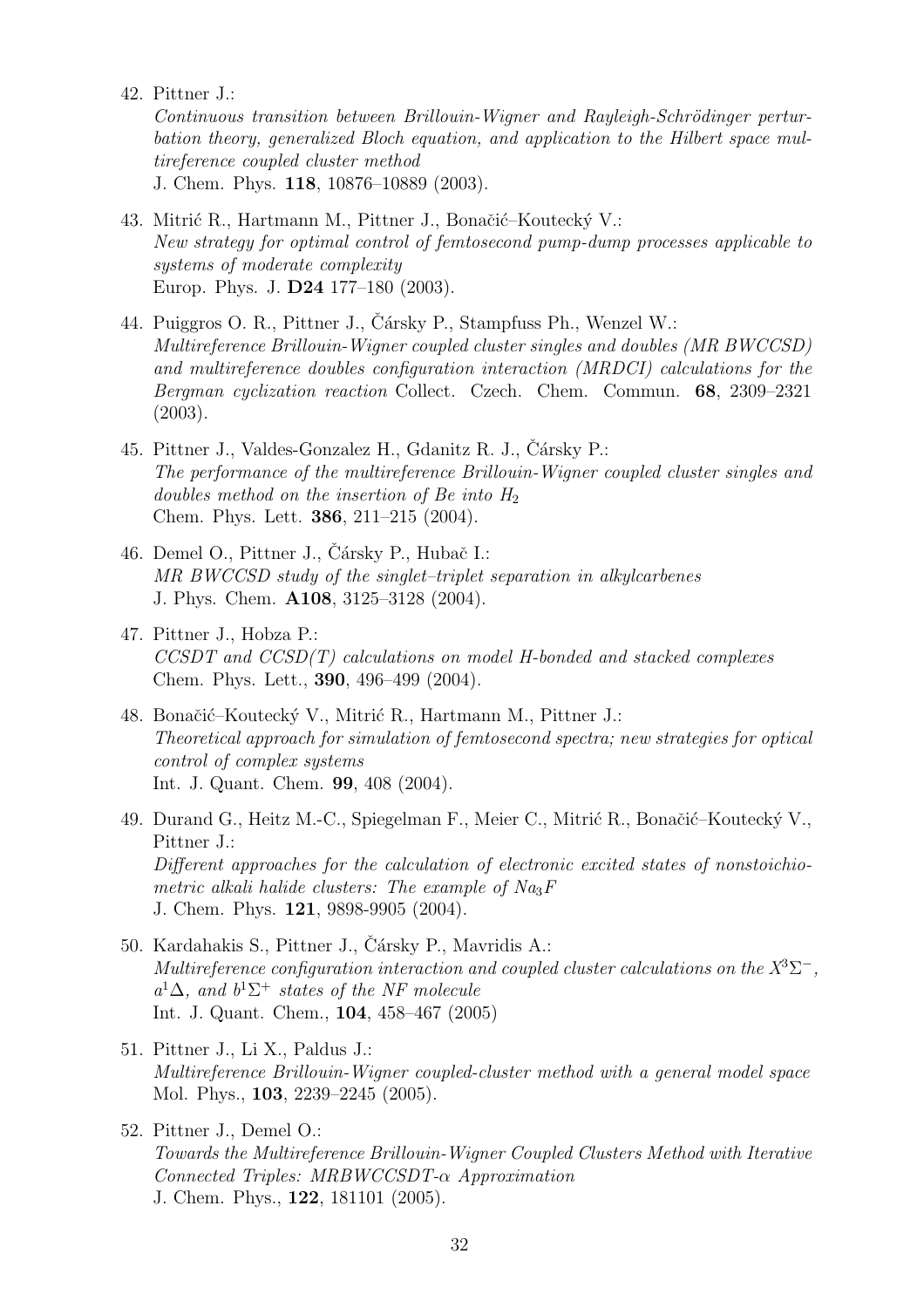42. Pittner J.:
*Continuous transition between Brillouin-Wigner and Rayleigh-Schrödinger perturbation theory, generalized Bloch equation, and application to the Hilbert space multireference coupled cluster method*
J. Chem. Phys. **118**, 10876–10889 (2003).

43. Mitrić R., Hartmann M., Pittner J., Bonačić–Koutecký V.:
*New strategy for optimal control of femtosecond pump-dump processes applicable to systems of moderate complexity*
Europ. Phys. J. **D24** 177–180 (2003).

44. Puiggros O. R., Pittner J., Čársky P., Stampfuss Ph., Wenzel W.:
*Multireference Brillouin-Wigner coupled cluster singles and doubles (MR BWCCSD) and multireference doubles configuration interaction (MRDCI) calculations for the Bergman cyclization reaction* Collect. Czech. Chem. Commun. **68**, 2309–2321 (2003).

45. Pittner J., Valdes-Gonzalez H., Gdanitz R. J., Čársky P.:
*The performance of the multireference Brillouin-Wigner coupled cluster singles and doubles method on the insertion of Be into $H_2$*
Chem. Phys. Lett. **386**, 211–215 (2004).

46. Demel O., Pittner J., Čársky P., Hubač I.:
*MR BWCCSD study of the singlet–triplet separation in alkylcarbenes*
J. Phys. Chem. **A108**, 3125–3128 (2004).

47. Pittner J., Hobza P.:
*CCSDT and CCSD(T) calculations on model H-bonded and stacked complexes*
Chem. Phys. Lett., **390**, 496–499 (2004).

48. Bonačić–Koutecký V., Mitrić R., Hartmann M., Pittner J.:
*Theoretical approach for simulation of femtosecond spectra; new strategies for optical control of complex systems*
Int. J. Quant. Chem. **99**, 408 (2004).

49. Durand G., Heitz M.-C., Spiegelman F., Meier C., Mitrić R., Bonačić–Koutecký V., Pittner J.:
*Different approaches for the calculation of electronic excited states of nonstoichiometric alkali halide clusters: The example of $Na_3F$*
J. Chem. Phys. **121**, 9898-9905 (2004).

50. Kardahakis S., Pittner J., Čársky P., Mavridis A.:
*Multireference configuration interaction and coupled cluster calculations on the $X^3\Sigma^-$, $a^1\Delta$, and $b^1\Sigma^+$ states of the NF molecule*
Int. J. Quant. Chem., **104**, 458–467 (2005)

51. Pittner J., Li X., Paldus J.:
*Multireference Brillouin-Wigner coupled-cluster method with a general model space*
Mol. Phys., **103**, 2239–2245 (2005).

52. Pittner J., Demel O.:
*Towards the Multireference Brillouin-Wigner Coupled Clusters Method with Iterative Connected Triples: MRBWCCSDT-$\alpha$ Approximation*
J. Chem. Phys., **122**, 181101 (2005).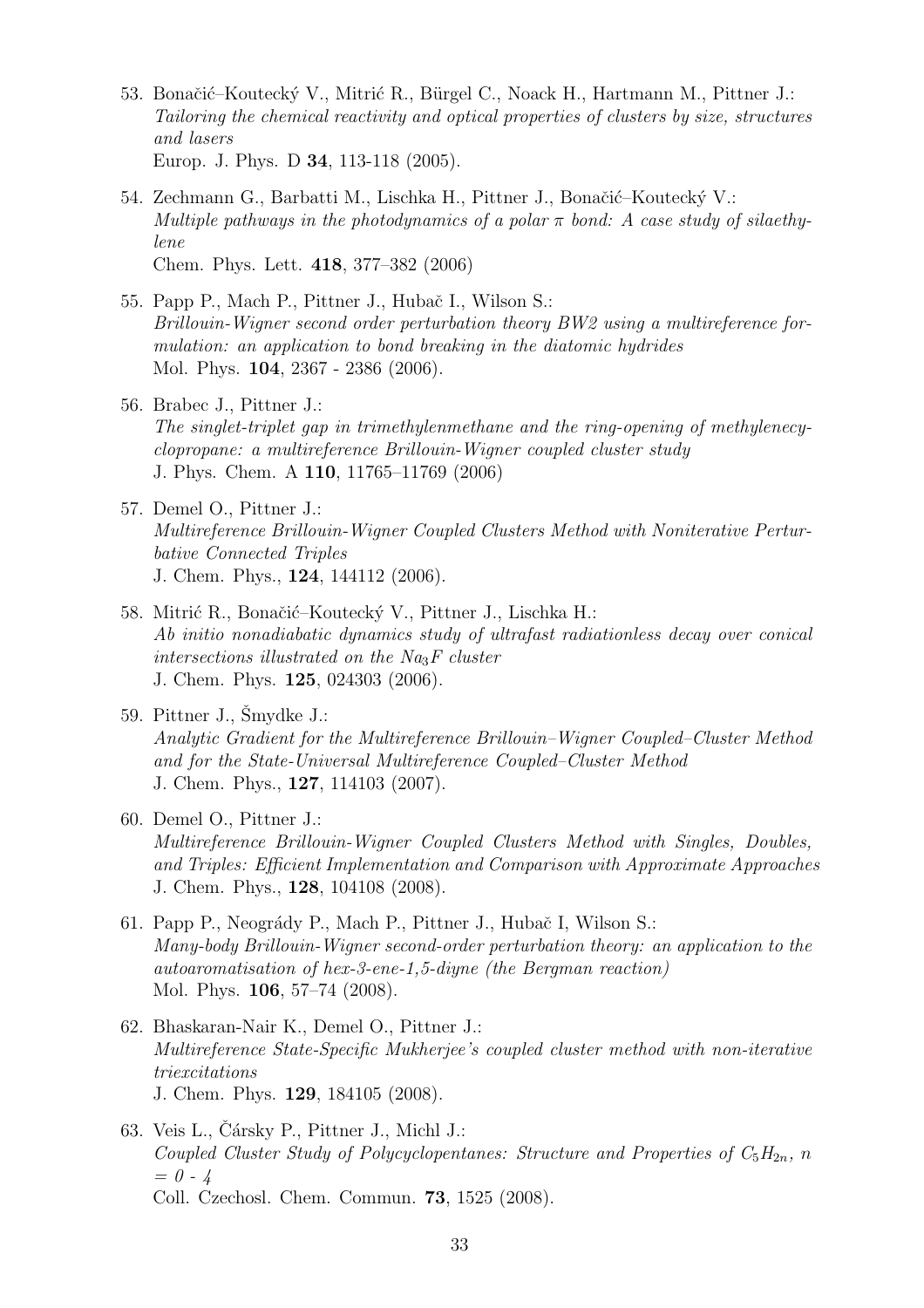53. Bonačić–Koutecký V., Mitrić R., Bürgel C., Noack H., Hartmann M., Pittner J.: *Tailoring the chemical reactivity and optical properties of clusters by size, structures and lasers*
Europ. J. Phys. D **34**, 113-118 (2005).

54. Zechmann G., Barbatti M., Lischka H., Pittner J., Bonačić–Koutecký V.: *Multiple pathways in the photodynamics of a polar $\pi$ bond: A case study of silaethylene*
Chem. Phys. Lett. **418**, 377–382 (2006)

55. Papp P., Mach P., Pittner J., Hubač I., Wilson S.: *Brillouin-Wigner second order perturbation theory BW2 using a multireference formulation: an application to bond breaking in the diatomic hydrides*
Mol. Phys. **104**, 2367 - 2386 (2006).

56. Brabec J., Pittner J.: *The singlet-triplet gap in trimethylenmethane and the ring-opening of methylenecyclopropane: a multireference Brillouin-Wigner coupled cluster study*
J. Phys. Chem. A **110**, 11765–11769 (2006)

57. Demel O., Pittner J.: *Multireference Brillouin-Wigner Coupled Clusters Method with Noniterative Perturbative Connected Triples*
J. Chem. Phys., **124**, 144112 (2006).

58. Mitrić R., Bonačić–Koutecký V., Pittner J., Lischka H.: *Ab initio nonadiabatic dynamics study of ultrafast radiationless decay over conical intersections illustrated on the $Na_3F$ cluster*
J. Chem. Phys. **125**, 024303 (2006).

59. Pittner J., Šmydke J.: *Analytic Gradient for the Multireference Brillouin–Wigner Coupled–Cluster Method and for the State-Universal Multireference Coupled–Cluster Method*
J. Chem. Phys., **127**, 114103 (2007).

60. Demel O., Pittner J.: *Multireference Brillouin-Wigner Coupled Clusters Method with Singles, Doubles, and Triples: Efficient Implementation and Comparison with Approximate Approaches*
J. Chem. Phys., **128**, 104108 (2008).

61. Papp P., Neogrády P., Mach P., Pittner J., Hubač I, Wilson S.: *Many-body Brillouin-Wigner second-order perturbation theory: an application to the autoaromatisation of hex-3-ene-1,5-diyne (the Bergman reaction)*
Mol. Phys. **106**, 57–74 (2008).

62. Bhaskaran-Nair K., Demel O., Pittner J.: *Multireference State-Specific Mukherjee's coupled cluster method with non-iterative triexcitations*
J. Chem. Phys. **129**, 184105 (2008).

63. Veis L., Čársky P., Pittner J., Michl J.: *Coupled Cluster Study of Polycyclopentanes: Structure and Properties of $C_5H_{2n}$, $n = 0 - 4$*
Coll. Czechosl. Chem. Commun. **73**, 1525 (2008).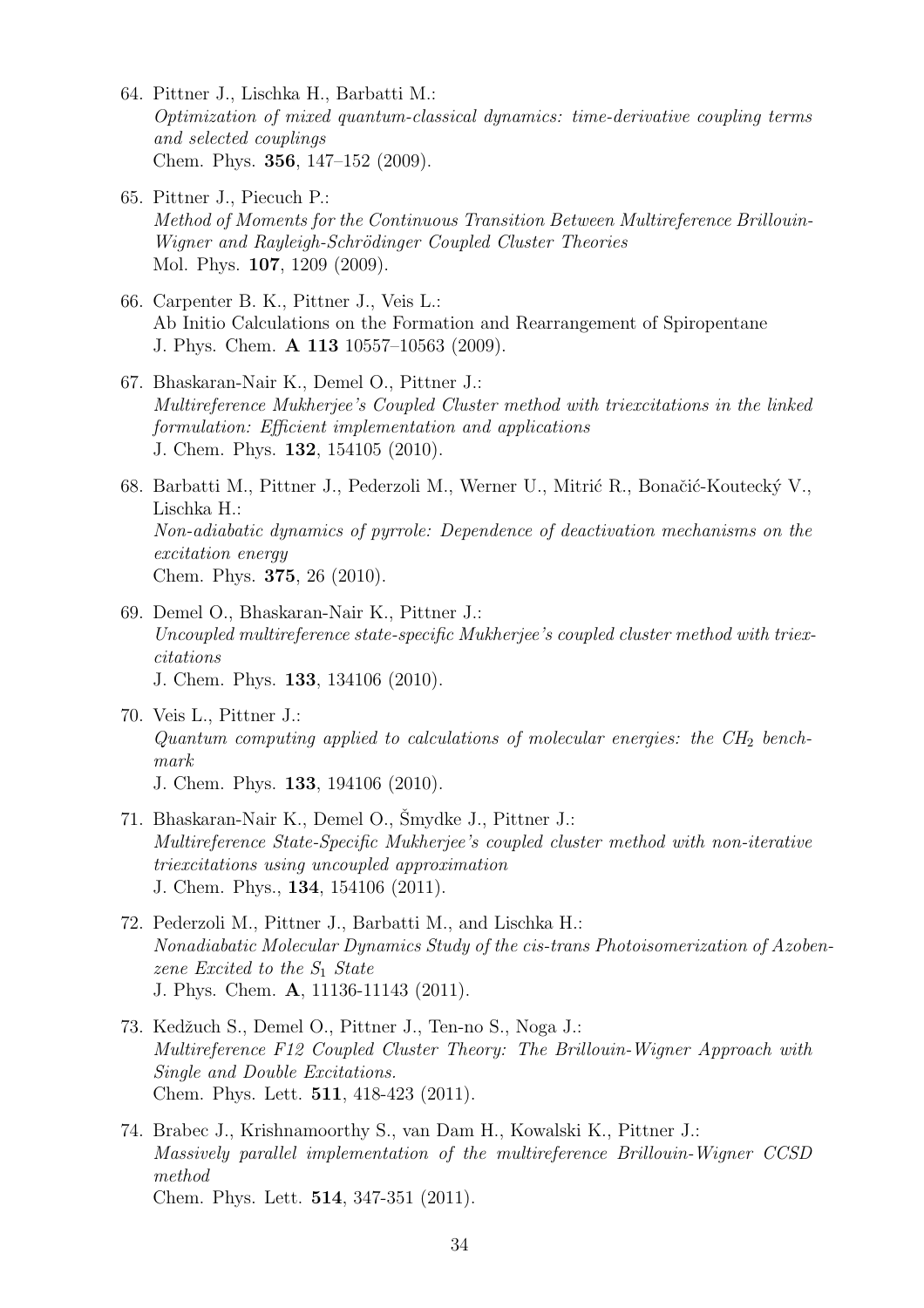64. Pittner J., Lischka H., Barbatti M.:
*Optimization of mixed quantum-classical dynamics: time-derivative coupling terms and selected couplings*
Chem. Phys. **356**, 147–152 (2009).

65. Pittner J., Piecuch P.:
*Method of Moments for the Continuous Transition Between Multireference Brillouin-Wigner and Rayleigh-Schrödinger Coupled Cluster Theories*
Mol. Phys. **107**, 1209 (2009).

66. Carpenter B. K., Pittner J., Veis L.:
Ab Initio Calculations on the Formation and Rearrangement of Spiropentane
J. Phys. Chem. **A 113** 10557–10563 (2009).

67. Bhaskaran-Nair K., Demel O., Pittner J.:
*Multireference Mukherjee's Coupled Cluster method with triexcitations in the linked formulation: Efficient implementation and applications*
J. Chem. Phys. **132**, 154105 (2010).

68. Barbatti M., Pittner J., Pederzoli M., Werner U., Mitrić R., Bonačić-Koutecký V., Lischka H.:
*Non-adiabatic dynamics of pyrrole: Dependence of deactivation mechanisms on the excitation energy*
Chem. Phys. **375**, 26 (2010).

69. Demel O., Bhaskaran-Nair K., Pittner J.:
*Uncoupled multireference state-specific Mukherjee's coupled cluster method with triexcitations*
J. Chem. Phys. **133**, 134106 (2010).

70. Veis L., Pittner J.:
*Quantum computing applied to calculations of molecular energies: the $CH_2$ benchmark*
J. Chem. Phys. **133**, 194106 (2010).

71. Bhaskaran-Nair K., Demel O., Šmydke J., Pittner J.:
*Multireference State-Specific Mukherjee's coupled cluster method with non-iterative triexcitations using uncoupled approximation*
J. Chem. Phys., **134**, 154106 (2011).

72. Pederzoli M., Pittner J., Barbatti M., and Lischka H.:
*Nonadiabatic Molecular Dynamics Study of the cis-trans Photoisomerization of Azobenzene Excited to the $S_1$ State*
J. Phys. Chem. **A**, 11136-11143 (2011).

73. Kedžuch S., Demel O., Pittner J., Ten-no S., Noga J.:
*Multireference F12 Coupled Cluster Theory: The Brillouin-Wigner Approach with Single and Double Excitations.*
Chem. Phys. Lett. **511**, 418-423 (2011).

74. Brabec J., Krishnamoorthy S., van Dam H., Kowalski K., Pittner J.:
*Massively parallel implementation of the multireference Brillouin-Wigner CCSD method*
Chem. Phys. Lett. **514**, 347-351 (2011).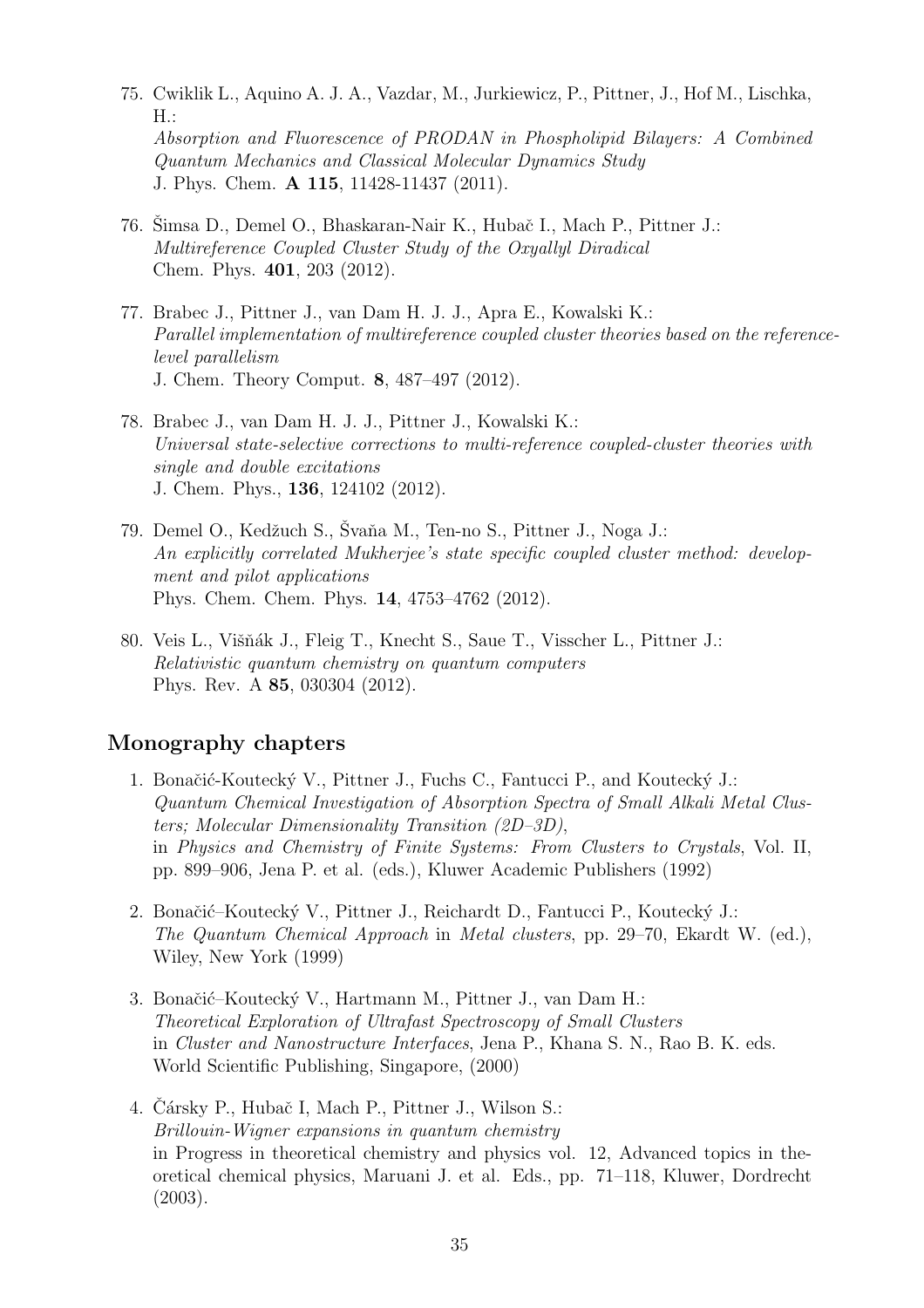75. Cwiklik L., Aquino A. J. A., Vazdar, M., Jurkiewicz, P., Pittner, J., Hof M., Lischka, H.:
*Absorption and Fluorescence of PRODAN in Phospholipid Bilayers: A Combined Quantum Mechanics and Classical Molecular Dynamics Study*
J. Phys. Chem. **A 115**, 11428-11437 (2011).

76. Šimsa D., Demel O., Bhaskaran-Nair K., Hubač I., Mach P., Pittner J.:
*Multireference Coupled Cluster Study of the Oxyallyl Diradical*
Chem. Phys. **401**, 203 (2012).

77. Brabec J., Pittner J., van Dam H. J. J., Apra E., Kowalski K.:
*Parallel implementation of multireference coupled cluster theories based on the reference-level parallelism*
J. Chem. Theory Comput. **8**, 487–497 (2012).

78. Brabec J., van Dam H. J. J., Pittner J., Kowalski K.:
*Universal state-selective corrections to multi-reference coupled-cluster theories with single and double excitations*
J. Chem. Phys., **136**, 124102 (2012).

79. Demel O., Kedžuch S., Švaňa M., Ten-no S., Pittner J., Noga J.:
*An explicitly correlated Mukherjee's state specific coupled cluster method: development and pilot applications*
Phys. Chem. Chem. Phys. **14**, 4753–4762 (2012).

80. Veis L., Višňák J., Fleig T., Knecht S., Saue T., Visscher L., Pittner J.:
*Relativistic quantum chemistry on quantum computers*
Phys. Rev. A **85**, 030304 (2012).

## Monography chapters

1. Bonačić-Koutecký V., Pittner J., Fuchs C., Fantucci P., and Koutecký J.:
*Quantum Chemical Investigation of Absorption Spectra of Small Alkali Metal Clusters; Molecular Dimensionality Transition (2D–3D)*,
in *Physics and Chemistry of Finite Systems: From Clusters to Crystals*, Vol. II, pp. 899–906, Jena P. et al. (eds.), Kluwer Academic Publishers (1992)

2. Bonačić–Koutecký V., Pittner J., Reichardt D., Fantucci P., Koutecký J.:
*The Quantum Chemical Approach* in *Metal clusters*, pp. 29–70, Ekardt W. (ed.), Wiley, New York (1999)

3. Bonačić–Koutecký V., Hartmann M., Pittner J., van Dam H.:
*Theoretical Exploration of Ultrafast Spectroscopy of Small Clusters*
in *Cluster and Nanostructure Interfaces*, Jena P., Khana S. N., Rao B. K. eds. World Scientific Publishing, Singapore, (2000)

4. Čársky P., Hubač I, Mach P., Pittner J., Wilson S.:
*Brillouin-Wigner expansions in quantum chemistry*
in Progress in theoretical chemistry and physics vol. 12, Advanced topics in theoretical chemical physics, Maruani J. et al. Eds., pp. 71–118, Kluwer, Dordrecht (2003).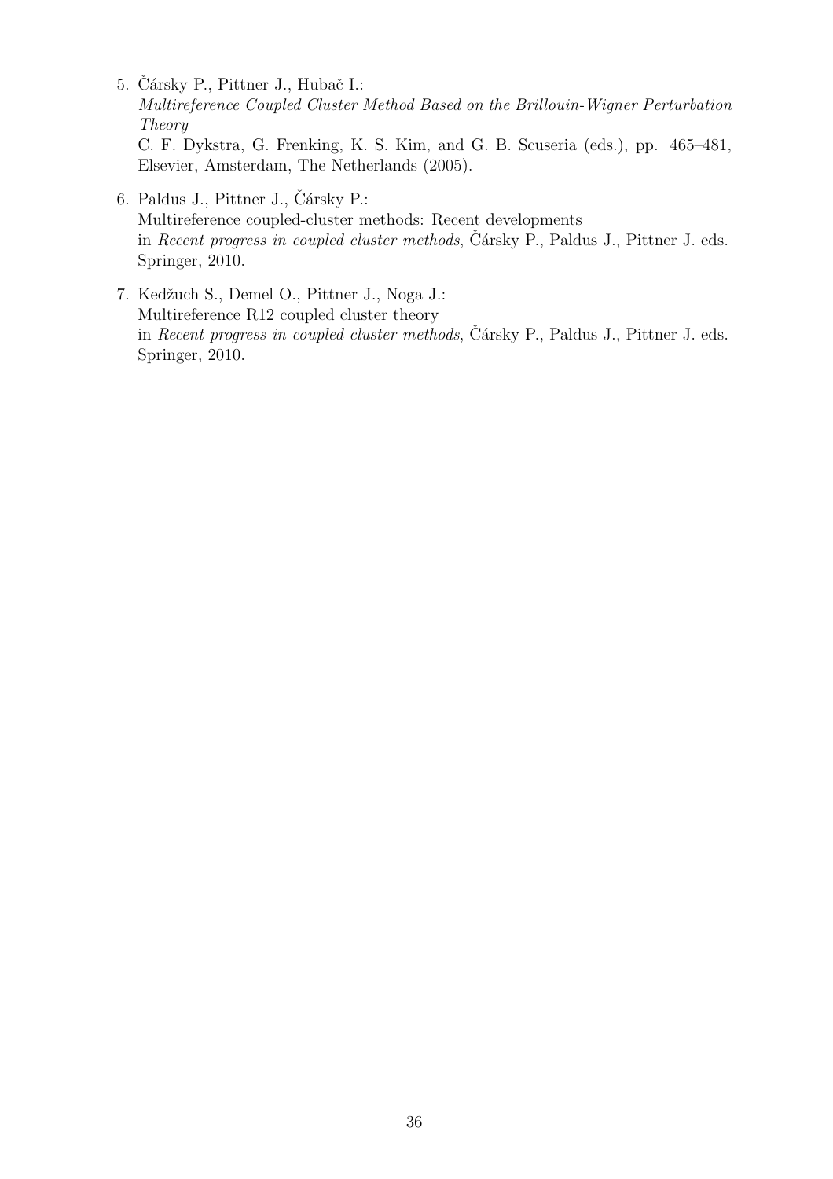5. Čársky P., Pittner J., Hubač I.:
   *Multireference Coupled Cluster Method Based on the Brillouin-Wigner Perturbation Theory*
   C. F. Dykstra, G. Frenking, K. S. Kim, and G. B. Scuseria (eds.), pp. 465–481, Elsevier, Amsterdam, The Netherlands (2005).

6. Paldus J., Pittner J., Čársky P.:
   Multireference coupled-cluster methods: Recent developments
   in *Recent progress in coupled cluster methods*, Čársky P., Paldus J., Pittner J. eds. Springer, 2010.

7. Kedžuch S., Demel O., Pittner J., Noga J.:
   Multireference R12 coupled cluster theory
   in *Recent progress in coupled cluster methods*, Čársky P., Paldus J., Pittner J. eds. Springer, 2010.